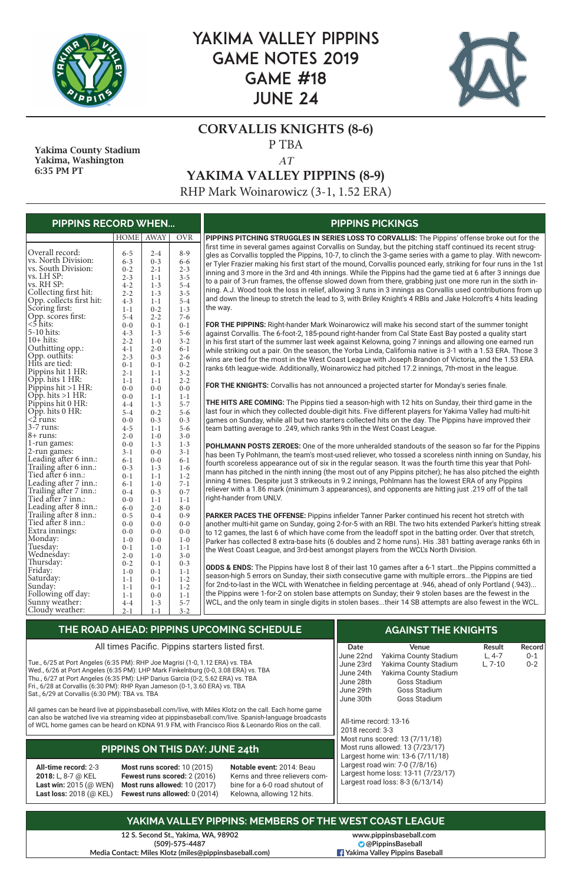# YAKIMA VALLEY PIPPINS GAME NOTES 2019 GAME #18 JUNE 24

Yakima County Stadium
Yakima, Washington
6:35 PM PT

## CORVALLIS KNIGHTS (8-6)

P TBA

*AT*

## YAKIMA VALLEY PIPPINS (8-9)

RHP Mark Woinarowicz (3-1, 1.52 ERA)

## PIPPINS RECORD WHEN...

| | HOME | AWAY | OVR |
|---|---|---|---|
| Overall record: | 6-5 | 2-4 | 8-9 |
| vs. North Division: | 6-3 | 0-3 | 6-6 |
| vs. South Division: | 0-2 | 2-1 | 2-3 |
| vs. LH SP: | 2-3 | 1-1 | 3-5 |
| vs. RH SP: | 4-2 | 1-3 | 5-4 |
| Collecting first hit: | 2-2 | 1-3 | 3-5 |
| Opp. collects first hit: | 4-3 | 1-1 | 5-4 |
| Scoring first: | 1-1 | 0-2 | 1-3 |
| Opp. scores first: | 5-4 | 2-2 | 7-6 |
| <5 hits: | 0-0 | 0-1 | 0-1 |
| 5-10 hits: | 4-3 | 1-3 | 5-6 |
| 10+ hits: | 2-2 | 1-0 | 3-2 |
| Outhitting opp.: | 4-1 | 2-0 | 6-1 |
| Opp. outhits: | 2-3 | 0-3 | 2-6 |
| Hits are tied: | 0-1 | 0-1 | 0-2 |
| Pippins hit 1 HR: | 2-1 | 1-1 | 3-2 |
| Opp. hits 1 HR: | 1-1 | 1-1 | 2-2 |
| Pippins hit >1 HR: | 0-0 | 0-0 | 0-0 |
| Opp. hits >1 HR: | 0-0 | 1-1 | 1-1 |
| Pippins hit 0 HR: | 4-4 | 1-3 | 5-7 |
| Opp. hits 0 HR: | 5-4 | 0-2 | 5-6 |
| <2 runs: | 0-0 | 0-3 | 0-3 |
| 3-7 runs: | 4-5 | 1-1 | 5-6 |
| 8+ runs: | 2-0 | 1-0 | 3-0 |
| 1-run games: | 0-0 | 1-3 | 1-3 |
| 2-run games: | 3-1 | 0-0 | 3-1 |
| Leading after 6 inn.: | 6-1 | 0-0 | 6-1 |
| Trailing after 6 inn.: | 0-3 | 1-3 | 1-6 |
| Tied after 6 inn.: | 0-1 | 1-1 | 1-2 |
| Leading after 7 inn.: | 6-1 | 1-0 | 7-1 |
| Trailing after 7 inn.: | 0-4 | 0-3 | 0-7 |
| Tied after 7 inn.: | 0-0 | 1-1 | 1-1 |
| Leading after 8 inn.: | 6-0 | 2-0 | 8-0 |
| Trailing after 8 inn.: | 0-5 | 0-4 | 0-9 |
| Tied after 8 inn.: | 0-0 | 0-0 | 0-0 |
| Extra innings: | 0-0 | 0-0 | 0-0 |
| Monday: | 1-0 | 0-0 | 1-0 |
| Tuesday: | 0-1 | 1-0 | 1-1 |
| Wednesday: | 2-0 | 1-0 | 3-0 |
| Thursday: | 0-2 | 0-1 | 0-3 |
| Friday: | 1-0 | 0-1 | 1-1 |
| Saturday: | 1-1 | 0-1 | 1-2 |
| Sunday: | 1-1 | 0-1 | 1-2 |
| Following off day: | 1-1 | 0-0 | 1-1 |
| Sunny weather: | 4-4 | 1-3 | 5-7 |
| Cloudy weather: | 2-1 | 1-1 | 3-2 |

## PIPPINS PICKINGS

**PIPPINS PITCHING STRUGGLES IN SERIES LOSS TO CORVALLIS:** The Pippins' offense broke out for the first time in several games against Corvallis on Sunday, but the pitching staff continued its recent struggles as Corvallis toppled the Pippins, 10-7, to clinch the 3-game series with a game to play. With newcomer Tyler Frazier making his first start of the mound, Corvallis pounced early, striking for four runs in the 1st inning and 3 more in the 3rd and 4th innings. While the Pippins had the game tied at 6 after 3 innings due to a pair of 3-run frames, the offense slowed down from there, grabbing just one more run in the sixth inning. A.J. Wood took the loss in relief, allowing 3 runs in 3 innings as Corvallis used contributions from up and down the lineup to stretch the lead to 3, with Briley Knight's 4 RBIs and Jake Holcroft's 4 hits leading the way.

**FOR THE PIPPINS:** Right-hander Mark Woinarowicz will make his second start of the summer tonight against Corvallis. The 6-foot-2, 185-pound right-hander from Cal State East Bay posted a quality start in his first start of the summer last week against Kelowna, going 7 innings and allowing one earned run while striking out a pair. On the season, the Yorba Linda, California native is 3-1 with a 1.53 ERA. Those 3 wins are tied for the most in the West Coast League with Joseph Brandon of Victoria, and the 1.53 ERA ranks 6th league-wide. Additionally, Woinarowicz had pitched 17.2 innings, 7th-most in the league.

**FOR THE KNIGHTS:** Corvallis has not announced a projected starter for Monday's series finale.

**THE HITS ARE COMING:** The Pippins tied a season-high with 12 hits on Sunday, their third game in the last four in which they collected double-digit hits. Five different players for Yakima Valley had multi-hit games on Sunday, while all but two starters collected hits on the day. The Pippins have improved their team batting average to .249, which ranks 9th in the West Coast League.

**POHLMANN POSTS ZEROES:** One of the more unheralded standouts of the season so far for the Pippins has been Ty Pohlmann, the team's most-used reliever, who tossed a scoreless ninth inning on Sunday, his fourth scoreless appearance out of six in the regular season. It was the fourth time this year that Pohlmann has pitched in the ninth inning (the most out of any Pippins pitcher); he has also pitched the eighth inning 4 times. Despite just 3 strikeouts in 9.2 innings, Pohlmann has the lowest ERA of any Pippins reliever with a 1.86 mark (minimum 3 appearances), and opponents are hitting just .219 off of the tall right-hander from UNLV.

**PARKER PACES THE OFFENSE:** Pippins infielder Tanner Parker continued his recent hot stretch with another multi-hit game on Sunday, going 2-for-5 with an RBI. The two hits extended Parker's hitting streak to 12 games, the last 6 of which have come from the leadoff spot in the batting order. Over that stretch, Parker has collected 8 extra-base hits (6 doubles and 2 home runs). His .381 batting average ranks 6th in the West Coast League, and 3rd-best amongst players from the WCL's North Division.

**ODDS & ENDS:** The Pippins have lost 8 of their last 10 games after a 6-1 start...the Pippins committed a season-high 5 errors on Sunday, their sixth consecutive game with multiple errors...the Pippins are tied for 2nd-to-last in the WCL with Wenatchee in fielding percentage at .946, ahead of only Portland (.943)... the Pippins were 1-for-2 on stolen base attempts on Sunday; their 9 stolen bases are the fewest in the WCL, and the only team in single digits in stolen bases...their 14 SB attempts are also fewest in the WCL.

## THE ROAD AHEAD: PIPPINS UPCOMING SCHEDULE

All times Pacific. Pippins starters listed first.

Tue., 6/25 at Port Angeles (6:35 PM): RHP Joe Magrisi (1-0, 1.12 ERA) vs. TBA
Wed., 6/26 at Port Angeles (6:35 PM): LHP Mark Finkelnburg (0-0, 3.08 ERA) vs. TBA
Thu., 6/27 at Port Angeles (6:35 PM): LHP Darius Garcia (0-2, 5.62 ERA) vs. TBA
Fri., 6/28 at Corvallis (6:30 PM): RHP Ryan Jameson (0-1, 3.60 ERA) vs. TBA
Sat., 6/29 at Corvallis (6:30 PM): TBA vs. TBA

All games can be heard live at pippinsbaseball.com/live, with Miles Klotz on the call. Each home game can also be watched live via streaming video at pippinsbaseball.com/live. Spanish-language broadcasts of WCL home games can be heard on KDNA 91.9 FM, with Francisco Rios & Leonardo Rios on the call.

## PIPPINS ON THIS DAY: JUNE 24th

**All-time record:** 2-3
**2018:** L, 8-7 @ KEL
**Last win:** 2015 (@ WEN)
**Last loss:** 2018 (@ KEL)

**Most runs scored:** 10 (2015)
**Fewest runs scored:** 2 (2016)
**Most runs allowed:** 10 (2017)
**Fewest runs allowed:** 0 (2014)

**Notable event:** 2014: Beau Kerns and three relievers combine for a 6-0 road shutout of Kelowna, allowing 12 hits.

## AGAINST THE KNIGHTS

| Date | Venue | Result | Record |
|---|---|---|---|
| June 22nd | Yakima County Stadium | L, 4-7 | 0-1 |
| June 23rd | Yakima County Stadium | L, 7-10 | 0-2 |
| June 24th | Yakima County Stadium | | |
| June 28th | Goss Stadium | | |
| June 29th | Goss Stadium | | |
| June 30th | Goss Stadium | | |

All-time record: 13-16
2018 record: 3-3
Most runs scored: 13 (7/11/18)
Most runs allowed: 13 (7/23/17)
Largest home win: 13-6 (7/11/18)
Largest road win: 7-0 (7/8/16)
Largest home loss: 13-11 (7/23/17)
Largest road loss: 8-3 (6/13/14)

## YAKIMA VALLEY PIPPINS: MEMBERS OF THE WEST COAST LEAGUE

12 S. Second St., Yakima, WA, 98902
(509)-575-4487
Media Contact: Miles Klotz (miles@pippinsbaseball.com)

www.pippinsbaseball.com
@PippinsBaseball
Yakima Valley Pippins Baseball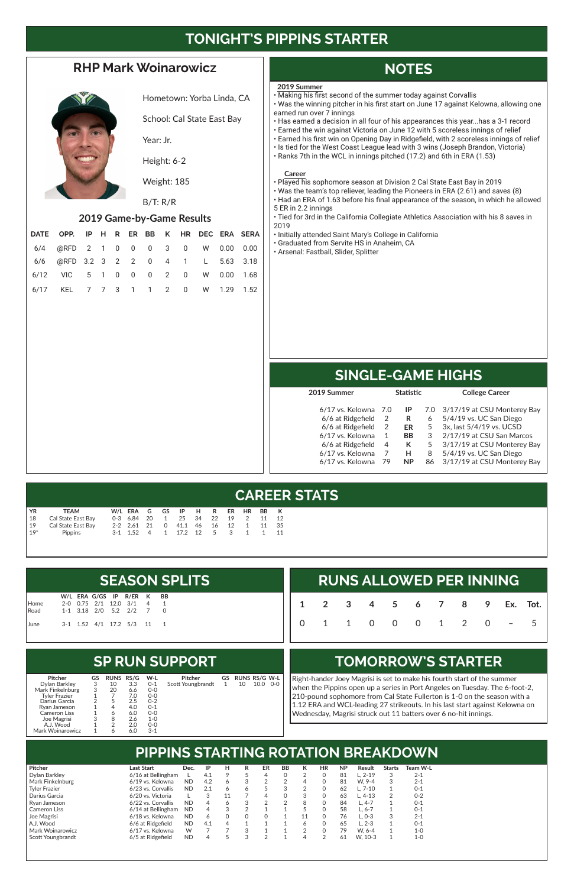# TONIGHT'S PIPPINS STARTER

## RHP Mark Woinarowicz

Hometown: Yorba Linda, CA

School: Cal State East Bay

Year: Jr.

Height: 6-2

Weight: 185

B/T: R/R

### 2019 Game-by-Game Results

| DATE | OPP. | IP | H | R | ER | BB | K | HR | DEC | ERA | SERA |
|---|---|---|---|---|---|---|---|---|---|---|---|
| 6/4 | @RFD | 2 | 1 | 0 | 0 | 0 | 3 | 0 | W | 0.00 | 0.00 |
| 6/6 | @RFD | 3.2 | 3 | 2 | 2 | 0 | 4 | 1 | L | 5.63 | 3.18 |
| 6/12 | VIC | 5 | 1 | 0 | 0 | 0 | 2 | 0 | W | 0.00 | 1.68 |
| 6/17 | KEL | 7 | 7 | 3 | 1 | 1 | 2 | 0 | W | 1.29 | 1.52 |

## NOTES

**2019 Summer**

- Making his first second of the summer today against Corvallis
- Was the winning pitcher in his first start on June 17 against Kelowna, allowing one earned run over 7 innings
- Has earned a decision in all four of his appearances this year...has a 3-1 record
- Earned the win against Victoria on June 12 with 5 scoreless innings of relief
- Earned his first win on Opening Day in Ridgefield, with 2 scoreless innings of relief
- Is tied for the West Coast League lead with 3 wins (Joseph Brandon, Victoria)
- Ranks 7th in the WCL in innings pitched (17.2) and 6th in ERA (1.53)

**Career**

- Played his sophomore season at Division 2 Cal State East Bay in 2019
- Was the team's top reliever, leading the Pioneers in ERA (2.61) and saves (8)
- Had an ERA of 1.63 before his final appearance of the season, in which he allowed 5 ER in 2.2 innings
- Tied for 3rd in the California Collegiate Athletics Association with his 8 saves in 2019
- Initially attended Saint Mary's College in California
- Graduated from Servite HS in Anaheim, CA
- Arsenal: Fastball, Slider, Splitter

## SINGLE-GAME HIGHS

| 2019 Summer | | Statistic | | College Career |
|---|---|---|---|---|
| 6/17 vs. Kelowna | 7.0 | IP | 7.0 | 3/17/19 at CSU Monterey Bay |
| 6/6 at Ridgefield | 2 | R | 6 | 5/4/19 vs. UC San Diego |
| 6/6 at Ridgefield | 2 | ER | 5 | 3x, last 5/4/19 vs. UCSD |
| 6/17 vs. Kelowna | 1 | BB | 3 | 2/17/19 at CSU San Marcos |
| 6/6 at Ridgefield | 4 | K | 5 | 3/17/19 at CSU Monterey Bay |
| 6/17 vs. Kelowna | 7 | H | 8 | 5/4/19 vs. UC San Diego |
| 6/17 vs. Kelowna | 79 | NP | 86 | 3/17/19 at CSU Monterey Bay |

## CAREER STATS

| YR | TEAM | W/L | ERA | G | GS | IP | H | R | ER | HR | BB | K |
|---|---|---|---|---|---|---|---|---|---|---|---|---|
| 18 | Cal State East Bay | 0-3 | 6.84 | 20 | 1 | 25 | 34 | 22 | 19 | 2 | 11 | 12 |
| 19 | Cal State East Bay | 2-2 | 2.61 | 21 | 0 | 41.1 | 46 | 16 | 12 | 1 | 11 | 35 |
| 19* | Pippins | 3-1 | 1.52 | 4 | 1 | 17.2 | 12 | 5 | 3 | 1 | 1 | 11 |

## SEASON SPLITS

| | W/L | ERA | G/GS | IP | R/ER | K | BB |
|---|---|---|---|---|---|---|---|
| Home | 2-0 | 0.75 | 2/1 | 12.0 | 3/1 | 4 | 1 |
| Road | 1-1 | 3.18 | 2/0 | 5.2 | 2/2 | 7 | 0 |
| June | 3-1 | 1.52 | 4/1 | 17.2 | 5/3 | 11 | 1 |

## RUNS ALLOWED PER INNING

| 1 | 2 | 3 | 4 | 5 | 6 | 7 | 8 | 9 | Ex. | Tot. |
|---|---|---|---|---|---|---|---|---|---|---|
| 0 | 1 | 1 | 0 | 0 | 0 | 1 | 2 | 0 | – | 5 |

## SP RUN SUPPORT

| Pitcher | GS | RUNS | RS/G | W-L |
|---|---|---|---|---|
| Dylan Barkley | 3 | 10 | 3.3 | 0-1 |
| Mark Finkelnburg | 3 | 20 | 6.6 | 0-0 |
| Tyler Frazier | 1 | 7 | 7.0 | 0-0 |
| Darius Garcia | 2 | 5 | 2.5 | 0-2 |
| Ryan Jameson | 1 | 4 | 4.0 | 0-1 |
| Cameron Liss | 1 | 6 | 6.0 | 0-0 |
| Joe Magrisi | 3 | 8 | 2.6 | 1-0 |
| A.J. Wood | 1 | 2 | 2.0 | 0-0 |
| Mark Woinarowicz | 1 | 6 | 6.0 | 3-1 |
| Scott Youngbrandt | 1 | 10 | 10.0 | 0-0 |

## TOMORROW'S STARTER

Right-hander Joey Magrisi is set to make his fourth start of the summer when the Pippins open up a series in Port Angeles on Tuesday. The 6-foot-2, 210-pound sophomore from Cal State Fullerton is 1-0 on the season with a 1.12 ERA and WCL-leading 27 strikeouts. In his last start against Kelowna on Wednesday, Magrisi struck out 11 batters over 6 no-hit innings.

## PIPPINS STARTING ROTATION BREAKDOWN

| Pitcher | Last Start | Dec. | IP | H | R | ER | BB | K | HR | NP | Result | Starts | Team W-L |
|---|---|---|---|---|---|---|---|---|---|---|---|---|---|
| Dylan Barkley | 6/16 at Bellingham | L | 4.1 | 9 | 5 | 4 | 0 | 2 | 0 | 81 | L, 2-19 | 3 | 2-1 |
| Mark Finkelnburg | 6/19 vs. Kelowna | ND | 4.2 | 6 | 3 | 2 | 2 | 4 | 0 | 81 | W, 9-4 | 3 | 2-1 |
| Tyler Frazier | 6/23 vs. Corvallis | ND | 2.1 | 6 | 6 | 5 | 3 | 2 | 0 | 62 | L, 7-10 | 1 | 0-1 |
| Darius Garcia | 6/20 vs. Victoria | L | 3 | 11 | 7 | 4 | 0 | 3 | 0 | 63 | L, 4-13 | 2 | 0-2 |
| Ryan Jameson | 6/22 vs. Corvallis | ND | 4 | 6 | 3 | 2 | 2 | 8 | 0 | 84 | L, 4-7 | 1 | 0-1 |
| Cameron Liss | 6/14 at Bellingham | ND | 4 | 3 | 2 | 1 | 1 | 5 | 0 | 58 | L, 6-7 | 1 | 0-1 |
| Joe Magrisi | 6/18 vs. Kelowna | ND | 6 | 0 | 0 | 0 | 1 | 11 | 0 | 76 | L, 0-3 | 3 | 2-1 |
| A.J. Wood | 6/6 at Ridgefield | ND | 4.1 | 4 | 1 | 1 | 1 | 6 | 0 | 65 | L, 2-3 | 1 | 0-1 |
| Mark Woinarowicz | 6/17 vs. Kelowna | W | 7 | 7 | 3 | 1 | 1 | 2 | 0 | 79 | W, 6-4 | 1 | 1-0 |
| Scott Youngbrandt | 6/5 at Ridgefield | ND | 4 | 5 | 3 | 2 | 1 | 4 | 2 | 61 | W, 10-3 | 1 | 1-0 |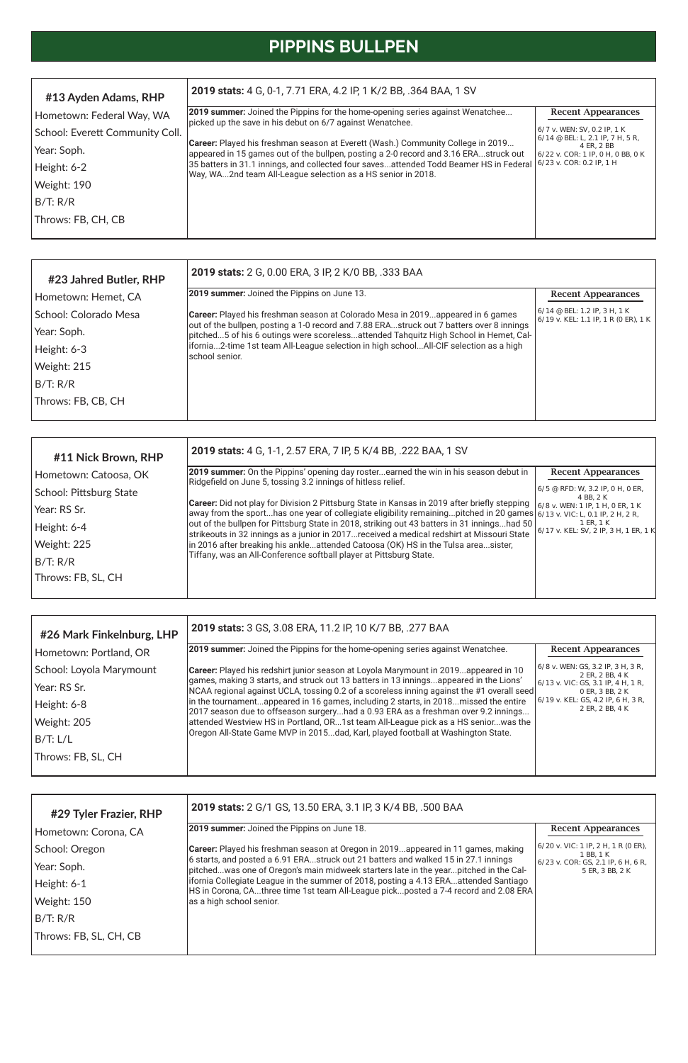# PIPPINS BULLPEN

## #13 Ayden Adams, RHP

Hometown: Federal Way, WA
School: Everett Community Coll.
Year: Soph.
Height: 6-2
Weight: 190
B/T: R/R
Throws: FB, CH, CB

**2019 stats:** 4 G, 0-1, 7.71 ERA, 4.2 IP, 1 K/2 BB, .364 BAA, 1 SV

**2019 summer:** Joined the Pippins for the home-opening series against Wenatchee...picked up the save in his debut on 6/7 against Wenatchee.

**Career:** Played his freshman season at Everett (Wash.) Community College in 2019...appeared in 15 games out of the bullpen, posting a 2-0 record and 3.16 ERA...struck out 35 batters in 31.1 innings, and collected four saves...attended Todd Beamer HS in Federal Way, WA...2nd team All-League selection as a HS senior in 2018.

**Recent Appearances**

- 6/7 v. WEN: SV, 0.2 IP, 1 K
- 6/14 @ BEL: L, 2.1 IP, 7 H, 5 R, 4 ER, 2 BB
- 6/22 v. COR: 1 IP, 0 H, 0 BB, 0 K
- 6/23 v. COR: 0.2 IP, 1 H

## #23 Jahred Butler, RHP

Hometown: Hemet, CA
School: Colorado Mesa
Year: Soph.
Height: 6-3
Weight: 215
B/T: R/R
Throws: FB, CB, CH

**2019 stats:** 2 G, 0.00 ERA, 3 IP, 2 K/0 BB, .333 BAA

**2019 summer:** Joined the Pippins on June 13.

**Career:** Played his freshman season at Colorado Mesa in 2019...appeared in 6 games out of the bullpen, posting a 1-0 record and 7.88 ERA...struck out 7 batters over 8 innings pitched...5 of his 6 outings were scoreless...attended Tahquitz High School in Hemet, California...2-time 1st team All-League selection in high school...All-CIF selection as a high school senior.

**Recent Appearances**

- 6/14 @ BEL: 1.2 IP, 3 H, 1 K
- 6/19 v. KEL: 1.1 IP, 1 R (0 ER), 1 K

## #11 Nick Brown, RHP

Hometown: Catoosa, OK
School: Pittsburg State
Year: RS Sr.
Height: 6-4
Weight: 225
B/T: R/R
Throws: FB, SL, CH

**2019 stats:** 4 G, 1-1, 2.57 ERA, 7 IP, 5 K/4 BB, .222 BAA, 1 SV

**2019 summer:** On the Pippins' opening day roster...earned the win in his season debut in Ridgefield on June 5, tossing 3.2 innings of hitless relief.

**Career:** Did not play for Division 2 Pittsburg State in Kansas in 2019 after briefly stepping away from the sport...has one year of collegiate eligibility remaining...pitched in 20 games out of the bullpen for Pittsburg State in 2018, striking out 43 batters in 31 innings...had 50 strikeouts in 32 innings as a junior in 2017...received a medical redshirt at Missouri State in 2016 after breaking his ankle...attended Catoosa (OK) HS in the Tulsa area...sister, Tiffany, was an All-Conference softball player at Pittsburg State.

**Recent Appearances**

- 6/5 @ RFD: W, 3.2 IP, 0 H, 0 ER, 4 BB, 2 K
- 6/8 v. WEN: 1 IP, 1 H, 0 ER, 1 K
- 6/13 v. VIC: L, 0.1 IP, 2 H, 2 R, 1 ER, 1 K
- 6/17 v. KEL: SV, 2 IP, 3 H, 1 ER, 1 K

## #26 Mark Finkelnburg, LHP

Hometown: Portland, OR
School: Loyola Marymount
Year: RS Sr.
Height: 6-8
Weight: 205
B/T: L/L
Throws: FB, SL, CH

**2019 stats:** 3 GS, 3.08 ERA, 11.2 IP, 10 K/7 BB, .277 BAA

**2019 summer:** Joined the Pippins for the home-opening series against Wenatchee.

**Career:** Played his redshirt junior season at Loyola Marymount in 2019...appeared in 10 games, making 3 starts, and struck out 13 batters in 13 innings...appeared in the Lions' NCAA regional against UCLA, tossing 0.2 of a scoreless inning against the #1 overall seed in the tournament...appeared in 16 games, including 2 starts, in 2018...missed the entire 2017 season due to offseason surgery...had a 0.93 ERA as a freshman over 9.2 innings...attended Westview HS in Portland, OR...1st team All-League pick as a HS senior...was the Oregon All-State Game MVP in 2015...dad, Karl, played football at Washington State.

**Recent Appearances**

- 6/8 v. WEN: GS, 3.2 IP, 3 H, 3 R, 2 ER, 2 BB, 4 K
- 6/13 v. VIC: GS, 3.1 IP, 4 H, 1 R, 0 ER, 3 BB, 2 K
- 6/19 v. KEL: GS, 4.2 IP, 6 H, 3 R, 2 ER, 2 BB, 4 K

## #29 Tyler Frazier, RHP

Hometown: Corona, CA
School: Oregon
Year: Soph.
Height: 6-1
Weight: 150
B/T: R/R
Throws: FB, SL, CH, CB

**2019 stats:** 2 G/1 GS, 13.50 ERA, 3.1 IP, 3 K/4 BB, .500 BAA

**2019 summer:** Joined the Pippins on June 18.

**Career:** Played his freshman season at Oregon in 2019...appeared in 11 games, making 6 starts, and posted a 6.91 ERA...struck out 21 batters and walked 15 in 27.1 innings pitched...was one of Oregon's main midweek starters late in the year...pitched in the California Collegiate League in the summer of 2018, posting a 4.13 ERA...attended Santiago HS in Corona, CA...three time 1st team All-League pick...posted a 7-4 record and 2.08 ERA as a high school senior.

**Recent Appearances**

- 6/20 v. VIC: 1 IP, 2 H, 1 R (0 ER), 1 BB, 1 K
- 6/23 v. COR: GS, 2.1 IP, 6 H, 6 R, 5 ER, 3 BB, 2 K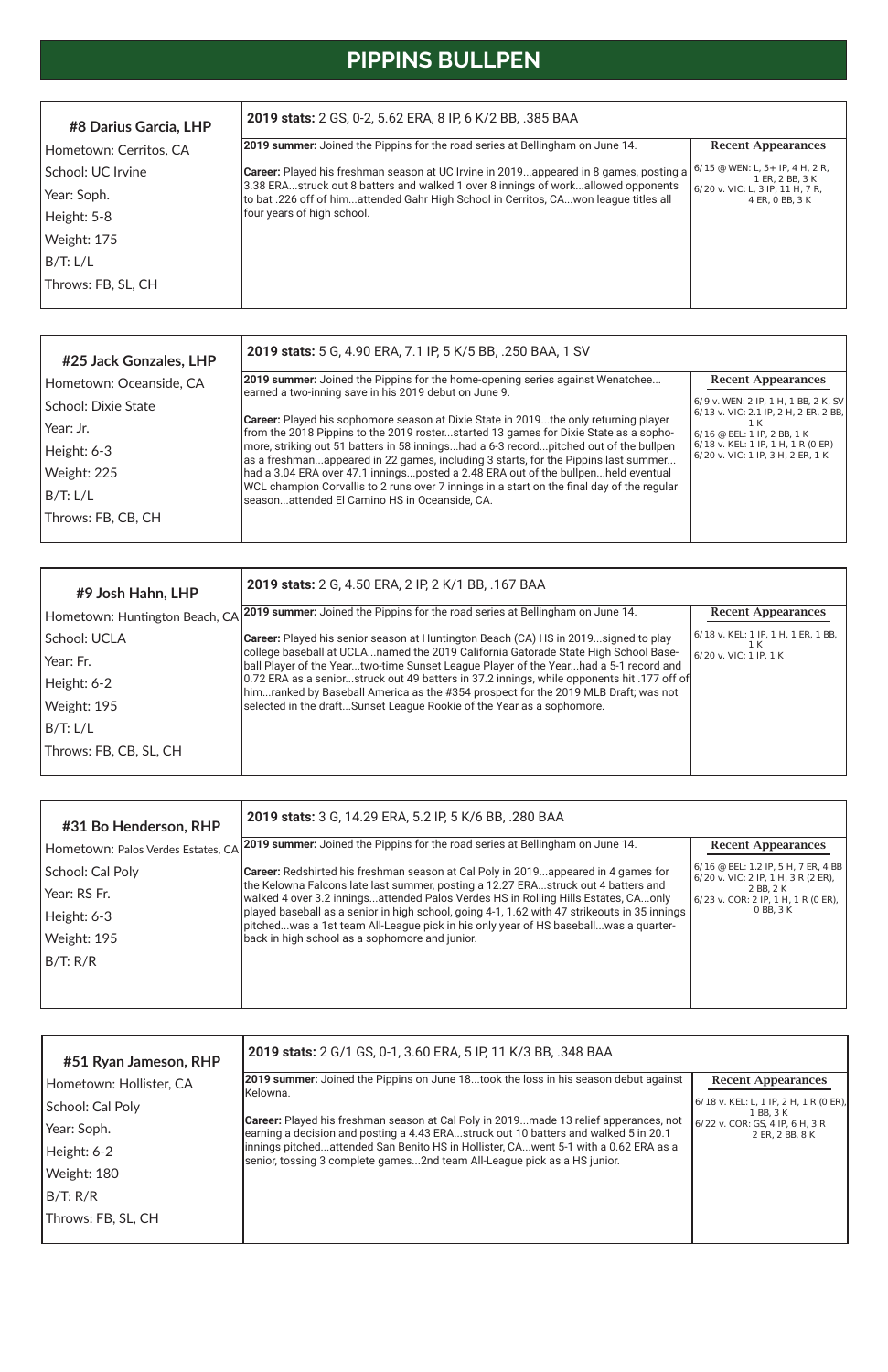# PIPPINS BULLPEN

## #8 Darius Garcia, LHP

Hometown: Cerritos, CA
School: UC Irvine
Year: Soph.
Height: 5-8
Weight: 175
B/T: L/L
Throws: FB, SL, CH

**2019 stats:** 2 GS, 0-2, 5.62 ERA, 8 IP, 6 K/2 BB, .385 BAA

**2019 summer:** Joined the Pippins for the road series at Bellingham on June 14.

**Career:** Played his freshman season at UC Irvine in 2019...appeared in 8 games, posting a 3.38 ERA...struck out 8 batters and walked 1 over 8 innings of work...allowed opponents to bat .226 off of him...attended Gahr High School in Cerritos, CA...won league titles all four years of high school.

**Recent Appearances**
- 6/15 @ WEN: L, 5+ IP, 4 H, 2 R, 1 ER, 2 BB, 3 K
- 6/20 v. VIC: L, 3 IP, 11 H, 7 R, 4 ER, 0 BB, 3 K

## #25 Jack Gonzales, LHP

Hometown: Oceanside, CA
School: Dixie State
Year: Jr.
Height: 6-3
Weight: 225
B/T: L/L
Throws: FB, CB, CH

**2019 stats:** 5 G, 4.90 ERA, 7.1 IP, 5 K/5 BB, .250 BAA, 1 SV

**2019 summer:** Joined the Pippins for the home-opening series against Wenatchee... earned a two-inning save in his 2019 debut on June 9.

**Career:** Played his sophomore season at Dixie State in 2019...the only returning player from the 2018 Pippins to the 2019 roster...started 13 games for Dixie State as a sophomore, striking out 51 batters in 58 innings...had a 6-3 record...pitched out of the bullpen as a freshman...appeared in 22 games, including 3 starts, for the Pippins last summer... had a 3.04 ERA over 47.1 innings...posted a 2.48 ERA out of the bullpen...held eventual WCL champion Corvallis to 2 runs over 7 innings in a start on the final day of the regular season...attended El Camino HS in Oceanside, CA.

**Recent Appearances**
- 6/9 v. WEN: 2 IP, 1 H, 1 BB, 2 K, SV
- 6/13 v. VIC: 2.1 IP, 2 H, 2 ER, 2 BB, 1 K
- 6/16 @ BEL: 1 IP, 2 BB, 1 K
- 6/18 v. KEL: 1 IP, 1 H, 1 R (0 ER)
- 6/20 v. VIC: 1 IP, 3 H, 2 ER, 1 K

## #9 Josh Hahn, LHP

Hometown: Huntington Beach, CA
School: UCLA
Year: Fr.
Height: 6-2
Weight: 195
B/T: L/L
Throws: FB, CB, SL, CH

**2019 stats:** 2 G, 4.50 ERA, 2 IP, 2 K/1 BB, .167 BAA

**2019 summer:** Joined the Pippins for the road series at Bellingham on June 14.

**Career:** Played his senior season at Huntington Beach (CA) HS in 2019...signed to play college baseball at UCLA...named the 2019 California Gatorade State High School Baseball Player of the Year...two-time Sunset League Player of the Year...had a 5-1 record and 0.72 ERA as a senior...struck out 49 batters in 37.2 innings, while opponents hit .177 off of him...ranked by Baseball America as the #354 prospect for the 2019 MLB Draft; was not selected in the draft...Sunset League Rookie of the Year as a sophomore.

**Recent Appearances**
- 6/18 v. KEL: 1 IP, 1 H, 1 ER, 1 BB, 1 K
- 6/20 v. VIC: 1 IP, 1 K

## #31 Bo Henderson, RHP

Hometown: Palos Verdes Estates, CA
School: Cal Poly
Year: RS Fr.
Height: 6-3
Weight: 195
B/T: R/R

**2019 stats:** 3 G, 14.29 ERA, 5.2 IP, 5 K/6 BB, .280 BAA

**2019 summer:** Joined the Pippins for the road series at Bellingham on June 14.

**Career:** Redshirted his freshman season at Cal Poly in 2019...appeared in 4 games for the Kelowna Falcons late last summer, posting a 12.27 ERA...struck out 4 batters and walked 4 over 3.2 innings...attended Palos Verdes HS in Rolling Hills Estates, CA...only played baseball as a senior in high school, going 4-1, 1.62 with 47 strikeouts in 35 innings pitched...was a 1st team All-League pick in his only year of HS baseball...was a quarterback in high school as a sophomore and junior.

**Recent Appearances**
- 6/16 @ BEL: 1.2 IP, 5 H, 7 ER, 4 BB
- 6/20 v. VIC: 2 IP, 1 H, 3 R (2 ER), 2 BB, 2 K
- 6/23 v. COR: 2 IP, 1 H, 1 R (0 ER), 0 BB, 3 K

## #51 Ryan Jameson, RHP

Hometown: Hollister, CA
School: Cal Poly
Year: Soph.
Height: 6-2
Weight: 180
B/T: R/R
Throws: FB, SL, CH

**2019 stats:** 2 G/1 GS, 0-1, 3.60 ERA, 5 IP, 11 K/3 BB, .348 BAA

**2019 summer:** Joined the Pippins on June 18...took the loss in his season debut against Kelowna.

**Career:** Played his freshman season at Cal Poly in 2019...made 13 relief apperances, not earning a decision and posting a 4.43 ERA...struck out 10 batters and walked 5 in 20.1 innings pitched...attended San Benito HS in Hollister, CA...went 5-1 with a 0.62 ERA as a senior, tossing 3 complete games...2nd team All-League pick as a HS junior.

**Recent Appearances**
- 6/18 v. KEL: L, 1 IP, 2 H, 1 R (0 ER), 1 BB, 3 K
- 6/22 v. COR: GS, 4 IP, 6 H, 3 R 2 ER, 2 BB, 8 K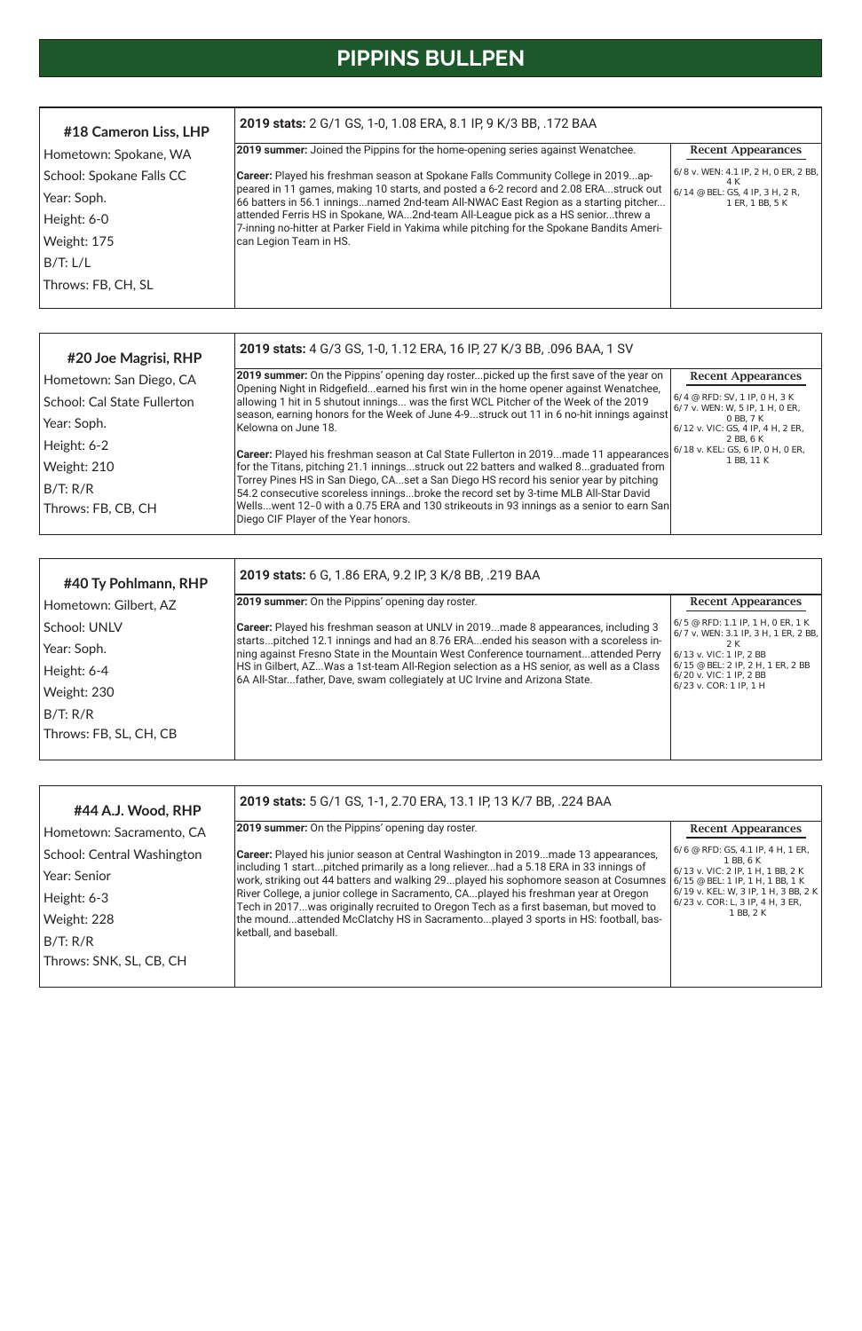# PIPPINS BULLPEN

## #18 Cameron Liss, LHP

Hometown: Spokane, WA
School: Spokane Falls CC
Year: Soph.
Height: 6-0
Weight: 175
B/T: L/L
Throws: FB, CH, SL

**2019 stats:** 2 G/1 GS, 1-0, 1.08 ERA, 8.1 IP, 9 K/3 BB, .172 BAA

**2019 summer:** Joined the Pippins for the home-opening series against Wenatchee.

**Career:** Played his freshman season at Spokane Falls Community College in 2019...appeared in 11 games, making 10 starts, and posted a 6-2 record and 2.08 ERA...struck out 66 batters in 56.1 innings...named 2nd-team All-NWAC East Region as a starting pitcher...attended Ferris HS in Spokane, WA...2nd-team All-League pick as a HS senior...threw a 7-inning no-hitter at Parker Field in Yakima while pitching for the Spokane Bandits American Legion Team in HS.

**Recent Appearances**

- 6/8 v. WEN: 4.1 IP, 2 H, 0 ER, 2 BB, 4 K
- 6/14 @ BEL: GS, 4 IP, 3 H, 2 R, 1 ER, 1 BB, 5 K

## #20 Joe Magrisi, RHP

Hometown: San Diego, CA
School: Cal State Fullerton
Year: Soph.
Height: 6-2
Weight: 210
B/T: R/R
Throws: FB, CB, CH

**2019 stats:** 4 G/3 GS, 1-0, 1.12 ERA, 16 IP, 27 K/3 BB, .096 BAA, 1 SV

**2019 summer:** On the Pippins' opening day roster...picked up the first save of the year on Opening Night in Ridgefield...earned his first win in the home opener against Wenatchee, allowing 1 hit in 5 shutout innings... was the first WCL Pitcher of the Week of the 2019 season, earning honors for the Week of June 4-9...struck out 11 in 6 no-hit innings against Kelowna on June 18.

**Career:** Played his freshman season at Cal State Fullerton in 2019...made 11 appearances for the Titans, pitching 21.1 innings...struck out 22 batters and walked 8...graduated from Torrey Pines HS in San Diego, CA...set a San Diego HS record his senior year by pitching 54.2 consecutive scoreless innings...broke the record set by 3-time MLB All-Star David Wells...went 12-0 with a 0.75 ERA and 130 strikeouts in 93 innings as a senior to earn San Diego CIF Player of the Year honors.

**Recent Appearances**

- 6/4 @ RFD: SV, 1 IP, 0 H, 3 K
- 6/7 v. WEN: W, 5 IP, 1 H, 0 ER, 0 BB, 7 K
- 6/12 v. VIC: GS, 4 IP, 4 H, 2 ER, 2 BB, 6 K
- 6/18 v. KEL: GS, 6 IP, 0 H, 0 ER, 1 BB, 11 K

## #40 Ty Pohlmann, RHP

Hometown: Gilbert, AZ
School: UNLV
Year: Soph.
Height: 6-4
Weight: 230
B/T: R/R
Throws: FB, SL, CH, CB

**2019 stats:** 6 G, 1.86 ERA, 9.2 IP, 3 K/8 BB, .219 BAA

**2019 summer:** On the Pippins' opening day roster.

**Career:** Played his freshman season at UNLV in 2019...made 8 appearances, including 3 starts...pitched 12.1 innings and had an 8.76 ERA...ended his season with a scoreless inning against Fresno State in the Mountain West Conference tournament...attended Perry HS in Gilbert, AZ...Was a 1st-team All-Region selection as a HS senior, as well as a Class 6A All-Star...father, Dave, swam collegiately at UC Irvine and Arizona State.

**Recent Appearances**

- 6/5 @ RFD: 1.1 IP, 1 H, 0 ER, 1 K
- 6/7 v. WEN: 3.1 IP, 3 H, 1 ER, 2 BB, 2 K
- 6/13 v. VIC: 1 IP, 2 BB
- 6/15 @ BEL: 2 IP, 2 H, 1 ER, 2 BB
- 6/20 v. VIC: 1 IP, 2 BB
- 6/23 v. COR: 1 IP, 1 H

## #44 A.J. Wood, RHP

Hometown: Sacramento, CA
School: Central Washington
Year: Senior
Height: 6-3
Weight: 228
B/T: R/R
Throws: SNK, SL, CB, CH

**2019 stats:** 5 G/1 GS, 1-1, 2.70 ERA, 13.1 IP, 13 K/7 BB, .224 BAA

**2019 summer:** On the Pippins' opening day roster.

**Career:** Played his junior season at Central Washington in 2019...made 13 appearances, including 1 start...pitched primarily as a long reliever...had a 5.18 ERA in 33 innings of work, striking out 44 batters and walking 29...played his sophomore season at Cosumnes River College, a junior college in Sacramento, CA...played his freshman year at Oregon Tech in 2017...was originally recruited to Oregon Tech as a first baseman, but moved to the mound...attended McClatchy HS in Sacramento...played 3 sports in HS: football, basketball, and baseball.

**Recent Appearances**

- 6/6 @ RFD: GS, 4.1 IP, 4 H, 1 ER, 1 BB, 6 K
- 6/13 v. VIC: 2 IP, 1 H, 1 BB, 2 K
- 6/15 @ BEL: 1 IP, 1 H, 1 BB, 1 K
- 6/19 v. KEL: W, 3 IP, 1 H, 3 BB, 2 K
- 6/23 v. COR: L, 3 IP, 4 H, 3 ER, 1 BB, 2 K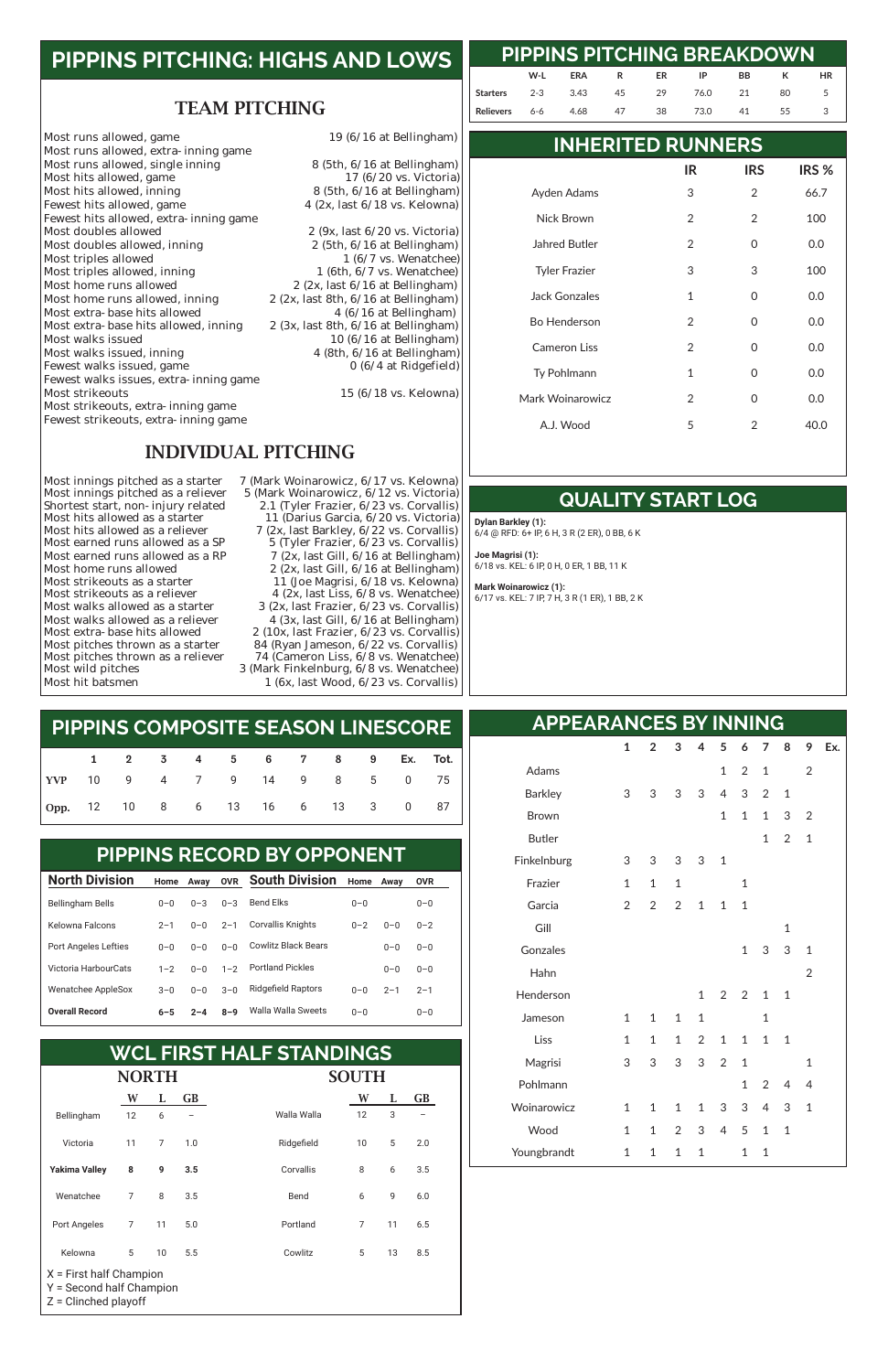## PIPPINS PITCHING: HIGHS AND LOWS

### TEAM PITCHING

| | |
|---|---|
| Most runs allowed, game | 19 (6/16 at Bellingham) |
| Most runs allowed, extra-inning game | |
| Most runs allowed, single inning | 8 (5th, 6/16 at Bellingham) |
| Most hits allowed, game | 17 (6/20 vs. Victoria) |
| Most hits allowed, inning | 8 (5th, 6/16 at Bellingham) |
| Fewest hits allowed, game | 4 (2x, last 6/18 vs. Kelowna) |
| Fewest hits allowed, extra-inning game | |
| Most doubles allowed | 2 (9x, last 6/20 vs. Victoria) |
| Most doubles allowed, inning | 2 (5th, 6/16 at Bellingham) |
| Most triples allowed | 1 (6/7 vs. Wenatchee) |
| Most triples allowed, inning | 1 (6th, 6/7 vs. Wenatchee) |
| Most home runs allowed | 2 (2x, last 6/16 at Bellingham) |
| Most home runs allowed, inning | 2 (2x, last 8th, 6/16 at Bellingham) |
| Most extra-base hits allowed | 4 (6/16 at Bellingham) |
| Most extra-base hits allowed, inning | 2 (3x, last 8th, 6/16 at Bellingham) |
| Most walks issued | 10 (6/16 at Bellingham) |
| Most walks issued, inning | 4 (8th, 6/16 at Bellingham) |
| Fewest walks issued, game | 0 (6/4 at Ridgefield) |
| Fewest walks issues, extra-inning game | |
| Most strikeouts | 15 (6/18 vs. Kelowna) |
| Most strikeouts, extra-inning game | |
| Fewest strikeouts, extra-inning game | |

### INDIVIDUAL PITCHING

| | |
|---|---|
| Most innings pitched as a starter | 7 (Mark Woinarowicz, 6/17 vs. Kelowna) |
| Most innings pitched as a reliever | 5 (Mark Woinarowicz, 6/12 vs. Victoria) |
| Shortest start, non-injury related | 2.1 (Tyler Frazier, 6/23 vs. Corvallis) |
| Most hits allowed as a starter | 11 (Darius Garcia, 6/20 vs. Victoria) |
| Most hits allowed as a reliever | 7 (2x, last Barkley, 6/22 vs. Corvallis) |
| Most earned runs allowed as a SP | 5 (Tyler Frazier, 6/23 vs. Corvallis) |
| Most earned runs allowed as a RP | 7 (2x, last Gill, 6/16 at Bellingham) |
| Most home runs allowed | 2 (2x, last Gill, 6/16 at Bellingham) |
| Most strikeouts as a starter | 11 (Joe Magrisi, 6/18 vs. Kelowna) |
| Most strikeouts as a reliever | 4 (2x, last Liss, 6/8 vs. Wenatchee) |
| Most walks allowed as a starter | 3 (2x, last Frazier, 6/23 vs. Corvallis) |
| Most walks allowed as a reliever | 4 (3x, last Gill, 6/16 at Bellingham) |
| Most extra-base hits allowed | 2 (10x, last Frazier, 6/23 vs. Corvallis) |
| Most pitches thrown as a starter | 84 (Ryan Jameson, 6/22 vs. Corvallis) |
| Most pitches thrown as a reliever | 74 (Cameron Liss, 6/8 vs. Wenatchee) |
| Most wild pitches | 3 (Mark Finkelnburg, 6/8 vs. Wenatchee) |
| Most hit batsmen | 1 (6x, last Wood, 6/23 vs. Corvallis) |

## PIPPINS PITCHING BREAKDOWN

| | W-L | ERA | R | ER | IP | BB | K | HR |
|---|---|---|---|---|---|---|---|---|
| Starters | 2-3 | 3.43 | 45 | 29 | 76.0 | 21 | 80 | 5 |
| Relievers | 6-6 | 4.68 | 47 | 38 | 73.0 | 41 | 55 | 3 |

## INHERITED RUNNERS

| | IR | IRS | IRS % |
|---|---|---|---|
| Ayden Adams | 3 | 2 | 66.7 |
| Nick Brown | 2 | 2 | 100 |
| Jahred Butler | 2 | 0 | 0.0 |
| Tyler Frazier | 3 | 3 | 100 |
| Jack Gonzales | 1 | 0 | 0.0 |
| Bo Henderson | 2 | 0 | 0.0 |
| Cameron Liss | 2 | 0 | 0.0 |
| Ty Pohlmann | 1 | 0 | 0.0 |
| Mark Woinarowicz | 2 | 0 | 0.0 |
| A.J. Wood | 5 | 2 | 40.0 |

## QUALITY START LOG

**Dylan Barkley (1):**
6/4 @ RFD: 6+ IP, 6 H, 3 R (2 ER), 0 BB, 6 K

**Joe Magrisi (1):**
6/18 vs. KEL: 6 IP, 0 H, 0 ER, 1 BB, 11 K

**Mark Woinarowicz (1):**
6/17 vs. KEL: 7 IP, 7 H, 3 R (1 ER), 1 BB, 2 K

## PIPPINS COMPOSITE SEASON LINESCORE

| | 1 | 2 | 3 | 4 | 5 | 6 | 7 | 8 | 9 | Ex. | Tot. |
|---|---|---|---|---|---|---|---|---|---|---|---|
| YVP | 10 | 9 | 4 | 7 | 9 | 14 | 9 | 8 | 5 | 0 | 75 |
| Opp. | 12 | 10 | 8 | 6 | 13 | 16 | 6 | 13 | 3 | 0 | 87 |

## APPEARANCES BY INNING

| | 1 | 2 | 3 | 4 | 5 | 6 | 7 | 8 | 9 | Ex. |
|---|---|---|---|---|---|---|---|---|---|---|
| Adams | | | | | 1 | 2 | 1 | | 2 | |
| Barkley | 3 | 3 | 3 | 3 | 4 | 3 | 2 | 1 | | |
| Brown | | | | | 1 | 1 | 1 | 3 | 2 | |
| Butler | | | | | | | 1 | 2 | 1 | |
| Finkelnburg | 3 | 3 | 3 | 3 | 1 | | | | | |
| Frazier | 1 | 1 | 1 | | | 1 | | | | |
| Garcia | 2 | 2 | 2 | 1 | 1 | 1 | | | | |
| Gill | | | | | | | | 1 | | |
| Gonzales | | | | | | 1 | 3 | 3 | 1 | |
| Hahn | | | | | | | | | 2 | |
| Henderson | | | | 1 | 2 | 2 | 1 | 1 | | |
| Jameson | 1 | 1 | 1 | 1 | | | 1 | | | |
| Liss | 1 | 1 | 1 | 2 | 1 | 1 | 1 | 1 | | |
| Magrisi | 3 | 3 | 3 | 3 | 2 | 1 | | | 1 | |
| Pohlmann | | | | | | 1 | 2 | 4 | 4 | |
| Woinarowicz | 1 | 1 | 1 | 1 | 3 | 3 | 4 | 3 | 1 | |
| Wood | 1 | 1 | 2 | 3 | 4 | 5 | 1 | 1 | | |
| Youngbrandt | 1 | 1 | 1 | 1 | | 1 | 1 | | | |

## PIPPINS RECORD BY OPPONENT

| North Division | Home | Away | OVR | South Division | Home | Away | OVR |
|---|---|---|---|---|---|---|---|
| Bellingham Bells | 0–0 | 0–3 | 0–3 | Bend Elks | 0–0 | | 0–0 |
| Kelowna Falcons | 2–1 | 0–0 | 2–1 | Corvallis Knights | 0–2 | 0–0 | 0–2 |
| Port Angeles Lefties | 0–0 | 0–0 | 0–0 | Cowlitz Black Bears | | 0–0 | 0–0 |
| Victoria HarbourCats | 1–2 | 0–0 | 1–2 | Portland Pickles | | 0–0 | 0–0 |
| Wenatchee AppleSox | 3–0 | 0–0 | 3–0 | Ridgefield Raptors | 0–0 | 2–1 | 2–1 |
| **Overall Record** | **6–5** | **2–4** | **8–9** | Walla Walla Sweets | 0–0 | | 0–0 |

## WCL FIRST HALF STANDINGS

### NORTH

| | W | L | GB |
|---|---|---|---|
| Bellingham | 12 | 6 | – |
| Victoria | 11 | 7 | 1.0 |
| **Yakima Valley** | **8** | **9** | **3.5** |
| Wenatchee | 7 | 8 | 3.5 |
| Port Angeles | 7 | 11 | 5.0 |
| Kelowna | 5 | 10 | 5.5 |

### SOUTH

| | W | L | GB |
|---|---|---|---|
| Walla Walla | 12 | 3 | – |
| Ridgefield | 10 | 5 | 2.0 |
| Corvallis | 8 | 6 | 3.5 |
| Bend | 6 | 9 | 6.0 |
| Portland | 7 | 11 | 6.5 |
| Cowlitz | 5 | 13 | 8.5 |

X = First half Champion
Y = Second half Champion
Z = Clinched playoff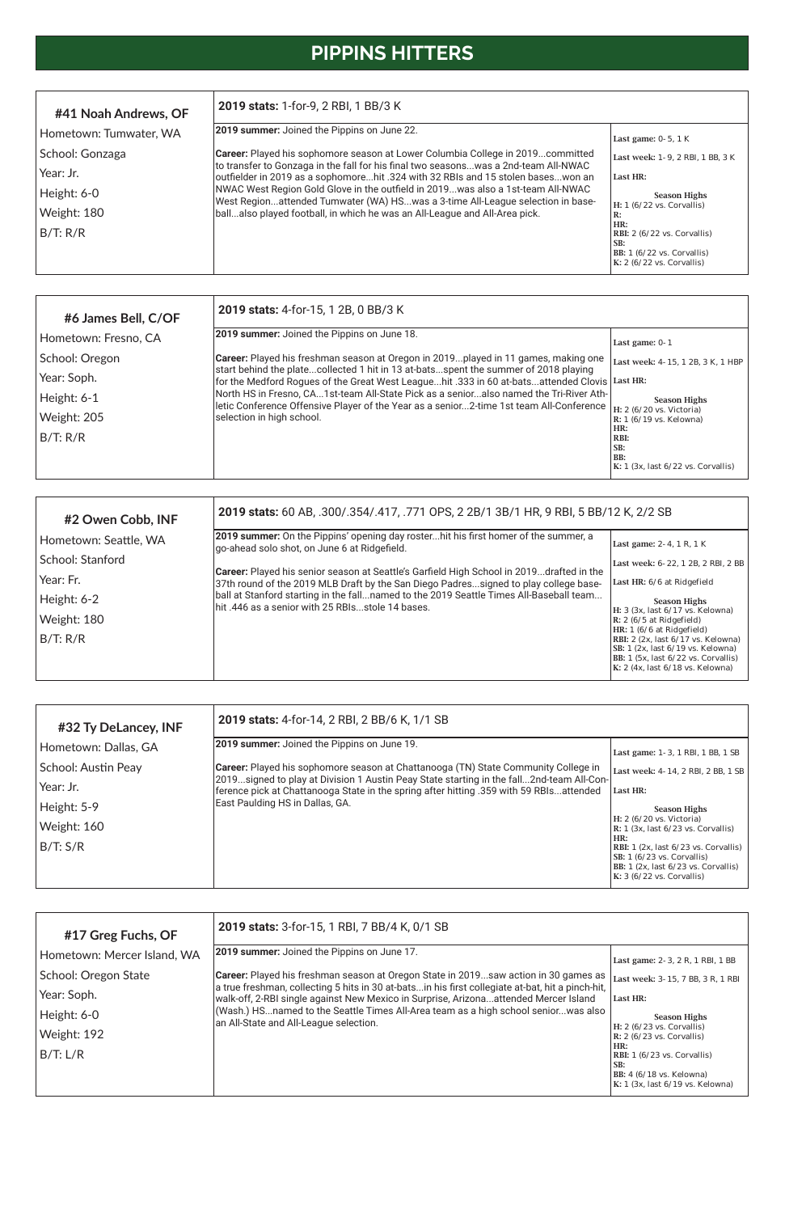# PIPPINS HITTERS

## #41 Noah Andrews, OF

Hometown: Tumwater, WA
School: Gonzaga
Year: Jr.
Height: 6-0
Weight: 180
B/T: R/R

**2019 stats:** 1-for-9, 2 RBI, 1 BB/3 K

**2019 summer:** Joined the Pippins on June 22.

**Career:** Played his sophomore season at Lower Columbia College in 2019...committed to transfer to Gonzaga in the fall for his final two seasons...was a 2nd-team All-NWAC outfielder in 2019 as a sophomore...hit .324 with 32 RBIs and 15 stolen bases...won an NWAC West Region Gold Glove in the outfield in 2019...was also a 1st-team All-NWAC West Region...attended Tumwater (WA) HS...was a 3-time All-League selection in baseball...also played football, in which he was an All-League and All-Area pick.

**Last game:** 0-5, 1 K
**Last week:** 1-9, 2 RBI, 1 BB, 3 K
**Last HR:**

**Season Highs**
**H:** 1 (6/22 vs. Corvallis)
**R:**
**HR:**
**RBI:** 2 (6/22 vs. Corvallis)
**SB:**
**BB:** 1 (6/22 vs. Corvallis)
**K:** 2 (6/22 vs. Corvallis)

## #6 James Bell, C/OF

Hometown: Fresno, CA
School: Oregon
Year: Soph.
Height: 6-1
Weight: 205
B/T: R/R

**2019 stats:** 4-for-15, 1 2B, 0 BB/3 K

**2019 summer:** Joined the Pippins on June 18.

**Career:** Played his freshman season at Oregon in 2019...played in 11 games, making one start behind the plate...collected 1 hit in 13 at-bats...spent the summer of 2018 playing for the Medford Rogues of the Great West League...hit .333 in 60 at-bats...attended Clovis North HS in Fresno, CA...1st-team All-State Pick as a senior...also named the Tri-River Athletic Conference Offensive Player of the Year as a senior...2-time 1st team All-Conference selection in high school.

**Last game:** 0-1
**Last week:** 4-15, 1 2B, 3 K, 1 HBP
**Last HR:**

**Season Highs**
**H:** 2 (6/20 vs. Victoria)
**R:** 1 (6/19 vs. Kelowna)
**HR:**
**RBI:**
**SB:**
**BB:**
**K:** 1 (3x, last 6/22 vs. Corvallis)

## #2 Owen Cobb, INF

Hometown: Seattle, WA
School: Stanford
Year: Fr.
Height: 6-2
Weight: 180
B/T: R/R

**2019 stats:** 60 AB, .300/.354/.417, .771 OPS, 2 2B/1 3B/1 HR, 9 RBI, 5 BB/12 K, 2/2 SB

**2019 summer:** On the Pippins' opening day roster...hit his first homer of the summer, a go-ahead solo shot, on June 6 at Ridgefield.

**Career:** Played his senior season at Seattle's Garfield High School in 2019...drafted in the 37th round of the 2019 MLB Draft by the San Diego Padres...signed to play college baseball at Stanford starting in the fall...named to the 2019 Seattle Times All-Baseball team... hit .446 as a senior with 25 RBIs...stole 14 bases.

**Last game:** 2-4, 1 R, 1 K
**Last week:** 6-22, 1 2B, 2 RBI, 2 BB
**Last HR:** 6/6 at Ridgefield

**Season Highs**
**H:** 3 (3x, last 6/17 vs. Kelowna)
**R:** 2 (6/5 at Ridgefield)
**HR:** 1 (6/6 at Ridgefield)
**RBI:** 2 (2x, last 6/17 vs. Kelowna)
**SB:** 1 (2x, last 6/19 vs. Kelowna)
**BB:** 1 (5x, last 6/22 vs. Corvallis)
**K:** 2 (4x, last 6/18 vs. Kelowna)

## #32 Ty DeLancey, INF

Hometown: Dallas, GA
School: Austin Peay
Year: Jr.
Height: 5-9
Weight: 160
B/T: S/R

**2019 stats:** 4-for-14, 2 RBI, 2 BB/6 K, 1/1 SB

**2019 summer:** Joined the Pippins on June 19.

**Career:** Played his sophomore season at Chattanooga (TN) State Community College in 2019...signed to play at Division 1 Austin Peay State starting in the fall...2nd-team All-Conference pick at Chattanooga State in the spring after hitting .359 with 59 RBIs...attended East Paulding HS in Dallas, GA.

**Last game:** 1-3, 1 RBI, 1 BB, 1 SB
**Last week:** 4-14, 2 RBI, 2 BB, 1 SB
**Last HR:**

**Season Highs**
**H:** 2 (6/20 vs. Victoria)
**R:** 1 (3x, last 6/23 vs. Corvallis)
**HR:**
**RBI:** 1 (2x, last 6/23 vs. Corvallis)
**SB:** 1 (6/23 vs. Corvallis)
**BB:** 1 (2x, last 6/23 vs. Corvallis)
**K:** 3 (6/22 vs. Corvallis)

## #17 Greg Fuchs, OF

Hometown: Mercer Island, WA
School: Oregon State
Year: Soph.
Height: 6-0
Weight: 192
B/T: L/R

**2019 stats:** 3-for-15, 1 RBI, 7 BB/4 K, 0/1 SB

**2019 summer:** Joined the Pippins on June 17.

**Career:** Played his freshman season at Oregon State in 2019...saw action in 30 games as a true freshman, collecting 5 hits in 30 at-bats...in his first collegiate at-bat, hit a pinch-hit, walk-off, 2-RBI single against New Mexico in Surprise, Arizona...attended Mercer Island (Wash.) HS...named to the Seattle Times All-Area team as a high school senior...was also an All-State and All-League selection.

**Last game:** 2-3, 2 R, 1 RBI, 1 BB
**Last week:** 3-15, 7 BB, 3 R, 1 RBI
**Last HR:**

**Season Highs**
**H:** 2 (6/23 vs. Corvallis)
**R:** 2 (6/23 vs. Corvallis)
**HR:**
**RBI:** 1 (6/23 vs. Corvallis)
**SB:**
**BB:** 4 (6/18 vs. Kelowna)
**K:** 1 (3x, last 6/19 vs. Kelowna)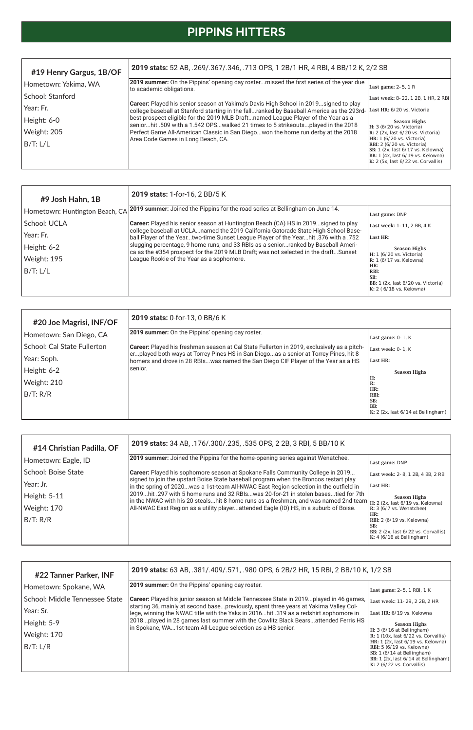# PIPPINS HITTERS

## #19 Henry Gargus, 1B/OF

Hometown: Yakima, WA
School: Stanford
Year: Fr.
Height: 6-0
Weight: 205
B/T: L/L

**2019 stats:** 52 AB, .269/.367/.346, .713 OPS, 1 2B/1 HR, 4 RBI, 4 BB/12 K, 2/2 SB

**2019 summer:** On the Pippins' opening day roster...missed the first series of the year due to academic obligations.

**Career:** Played his senior season at Yakima's Davis High School in 2019...signed to play college baseball at Stanford starting in the fall...ranked by Baseball America as the 293rd-best prospect eligible for the 2019 MLB Draft...named League Player of the Year as a senior...hit .509 with a 1.542 OPS...walked 21 times to 5 strikeouts...played in the 2018 Perfect Game All-American Classic in San Diego...won the home run derby at the 2018 Area Code Games in Long Beach, CA.

**Last game:** 2-5, 1 R
**Last week:** 8-22, 1 2B, 1 HR, 2 RBI
**Last HR:** 6/20 vs. Victoria

**Season Highs**
**H:** 3 (6/20 vs. Victoria)
**R:** 2 (2x, last 6/20 vs. Victoria)
**HR:** 1 (6/20 vs. Victoria)
**RBI:** 2 (6/20 vs. Victoria)
**SB:** 1 (2x, last 6/17 vs. Kelowna)
**BB:** 1 (4x, last 6/19 vs. Kelowna)
**K:** 2 (5x, last 6/22 vs. Corvallis)

## #9 Josh Hahn, 1B

Hometown: Huntington Beach, CA
School: UCLA
Year: Fr.
Height: 6-2
Weight: 195
B/T: L/L

**2019 stats:** 1-for-16, 2 BB/5 K

**2019 summer:** Joined the Pippins for the road series at Bellingham on June 14.

**Career:** Played his senior season at Huntington Beach (CA) HS in 2019...signed to play college baseball at UCLA...named the 2019 California Gatorade State High School Baseball Player of the Year...two-time Sunset League Player of the Year...hit .376 with a .752 slugging percentage, 9 home runs, and 33 RBIs as a senior...ranked by Baseball America as the #354 prospect for the 2019 MLB Draft; was not selected in the draft...Sunset League Rookie of the Year as a sophomore.

**Last game:** DNP
**Last week:** 1-11, 2 BB, 4 K
**Last HR:**

**Season Highs**
**H:** 1 (6/20 vs. Victoria)
**R:** 1 (6/17 vs. Kelowna)
**HR:**
**RBI:**
**SB:**
**BB:** 1 (2x, last 6/20 vs. Victoria)
**K:** 2 ( 6/18 vs. Kelowna)

## #20 Joe Magrisi, INF/OF

Hometown: San Diego, CA
School: Cal State Fullerton
Year: Soph.
Height: 6-2
Weight: 210
B/T: R/R

**2019 stats:** 0-for-13, 0 BB/6 K

**2019 summer:** On the Pippins' opening day roster.

**Career:** Played his freshman season at Cal State Fullerton in 2019, exclusively as a pitcher...played both ways at Torrey Pines HS in San Diego...as a senior at Torrey Pines, hit 8 homers and drove in 28 RBIs...was named the San Diego CIF Player of the Year as a HS senior.

**Last game:** 0-1, K
**Last week:** 0-1, K
**Last HR:**

**Season Highs**
**H:**
**R:**
**HR:**
**RBI:**
**SB:**
**BB:**
**K:** 2 (2x, last 6/14 at Bellingham)

## #14 Christian Padilla, OF

Hometown: Eagle, ID
School: Boise State
Year: Jr.
Height: 5-11
Weight: 170
B/T: R/R

**2019 stats:** 34 AB, .176/.300/.235, .535 OPS, 2 2B, 3 RBI, 5 BB/10 K

**2019 summer:** Joined the Pippins for the home-opening series against Wenatchee.

**Career:** Played his sophomore season at Spokane Falls Community College in 2019...signed to join the upstart Boise State baseball program when the Broncos restart play in the spring of 2020...was a 1st-team All-NWAC East Region selection in the outfield in 2019...hit .297 with 5 home runs and 32 RBIs...was 20-for-21 in stolen bases...tied for 7th in the NWAC with his 20 steals...hit 8 home runs as a freshman, and was named 2nd team All-NWAC East Region as a utility player...attended Eagle (ID) HS, in a suburb of Boise.

**Last game:** DNP
**Last week:** 2-8, 1 2B, 4 BB, 2 RBI
**Last HR:**

**Season Highs**
**H:** 2 (2x, last 6/19 vs. Kelowna)
**R:** 3 (6/7 vs. Wenatchee)
**HR:**
**RBI:** 2 (6/19 vs. Kelowna)
**SB:**
**BB:** 2 (2x, last 6/22 vs. Corvallis)
**K:** 4 (6/16 at Bellingham)

## #22 Tanner Parker, INF

Hometown: Spokane, WA
School: Middle Tennessee State
Year: Sr.
Height: 5-9
Weight: 170
B/T: L/R

**2019 stats:** 63 AB, .381/.409/.571, .980 OPS, 6 2B/2 HR, 15 RBI, 2 BB/10 K, 1/2 SB

**2019 summer:** On the Pippins' opening day roster.

**Career:** Played his junior season at Middle Tennessee State in 2019...played in 46 games, starting 36, mainly at second base...previously, spent three years at Yakima Valley College, winning the NWAC title with the Yaks in 2016...hit .319 as a redshirt sophomore in 2018...played in 28 games last summer with the Cowlitz Black Bears...attended Ferris HS in Spokane, WA...1st-team All-League selection as a HS senior.

**Last game:** 2-5, 1 RBI, 1 K
**Last week:** 11-29, 2 2B, 2 HR
**Last HR:** 6/19 vs. Kelowna

**Season Highs**
**H:** 3 (6/16 at Bellingham)
**R:** 1 (10x, last 6/22 vs. Corvallis)
**HR:** 1 (2x, last 6/19 vs. Kelowna)
**RBI:** 5 (6/19 vs. Kelowna)
**SB:** 1 (6/14 at Bellingham)
**BB:** 1 (2x, last 6/14 at Bellingham)
**K:** 2 (6/22 vs. Corvallis)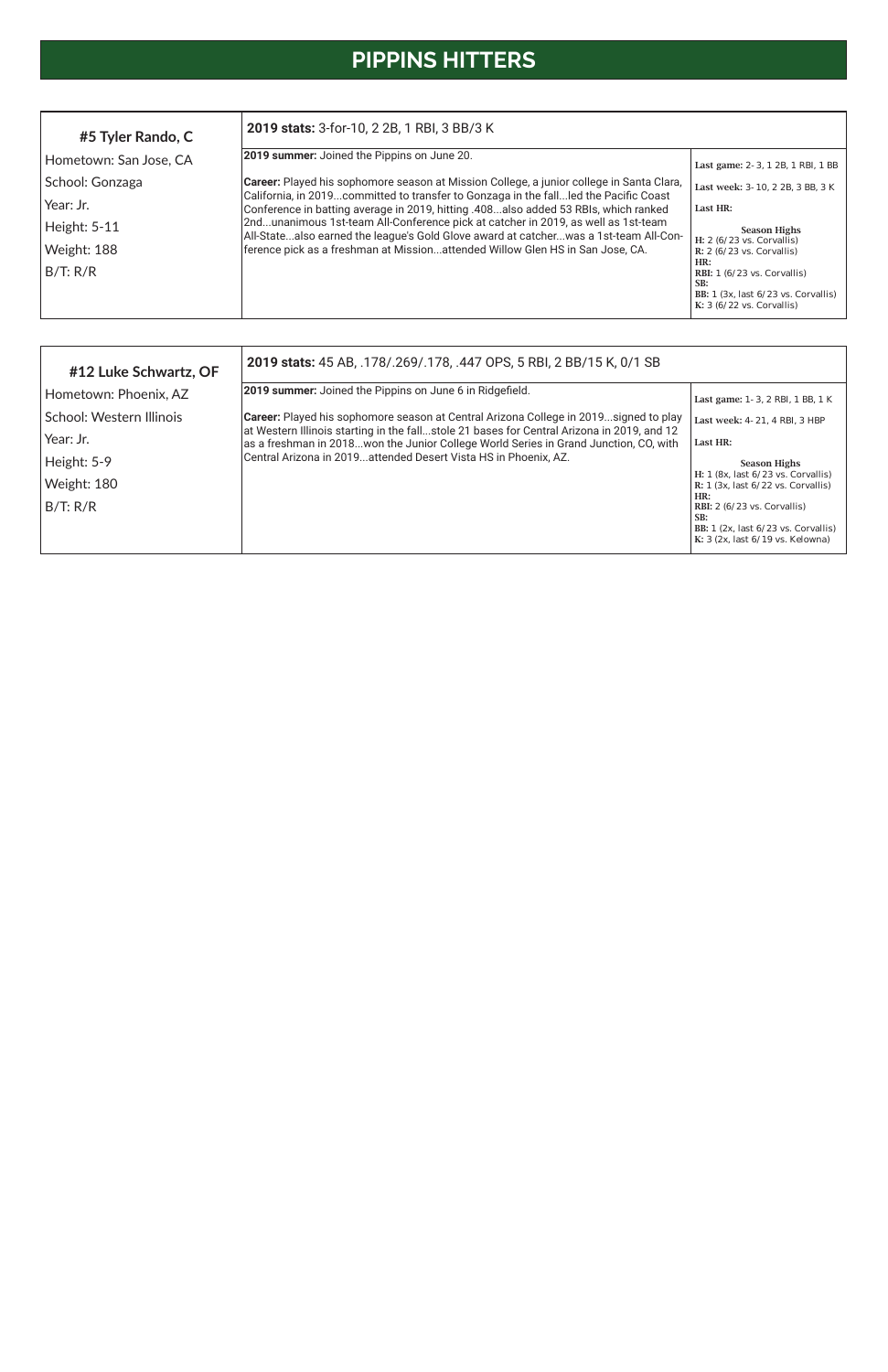# PIPPINS HITTERS

## #5 Tyler Rando, C

Hometown: San Jose, CA

School: Gonzaga

Year: Jr.

Height: 5-11

Weight: 188

B/T: R/R

**2019 stats:** 3-for-10, 2 2B, 1 RBI, 3 BB/3 K

**2019 summer:** Joined the Pippins on June 20.

**Career:** Played his sophomore season at Mission College, a junior college in Santa Clara, California, in 2019...committed to transfer to Gonzaga in the fall...led the Pacific Coast Conference in batting average in 2019, hitting .408...also added 53 RBIs, which ranked 2nd...unanimous 1st-team All-Conference pick at catcher in 2019, as well as 1st-team All-State...also earned the league's Gold Glove award at catcher...was a 1st-team All-Conference pick as a freshman at Mission...attended Willow Glen HS in San Jose, CA.

**Last game:** 2-3, 1 2B, 1 RBI, 1 BB

**Last week:** 3-10, 2 2B, 3 BB, 3 K

**Last HR:**

**Season Highs**

**H:** 2 (6/23 vs. Corvallis)
**R:** 2 (6/23 vs. Corvallis)
**HR:**
**RBI:** 1 (6/23 vs. Corvallis)
**SB:**
**BB:** 1 (3x, last 6/23 vs. Corvallis)
**K:** 3 (6/22 vs. Corvallis)

## #12 Luke Schwartz, OF

Hometown: Phoenix, AZ

School: Western Illinois

Year: Jr.

Height: 5-9

Weight: 180

B/T: R/R

**2019 stats:** 45 AB, .178/.269/.178, .447 OPS, 5 RBI, 2 BB/15 K, 0/1 SB

**2019 summer:** Joined the Pippins on June 6 in Ridgefield.

**Career:** Played his sophomore season at Central Arizona College in 2019...signed to play at Western Illinois starting in the fall...stole 21 bases for Central Arizona in 2019, and 12 as a freshman in 2018...won the Junior College World Series in Grand Junction, CO, with Central Arizona in 2019...attended Desert Vista HS in Phoenix, AZ.

**Last game:** 1-3, 2 RBI, 1 BB, 1 K

**Last week:** 4-21, 4 RBI, 3 HBP

**Last HR:**

**Season Highs**

**H:** 1 (8x, last 6/23 vs. Corvallis)
**R:** 1 (3x, last 6/22 vs. Corvallis)
**HR:**
**RBI:** 2 (6/23 vs. Corvallis)
**SB:**
**BB:** 1 (2x, last 6/23 vs. Corvallis)
**K:** 3 (2x, last 6/19 vs. Kelowna)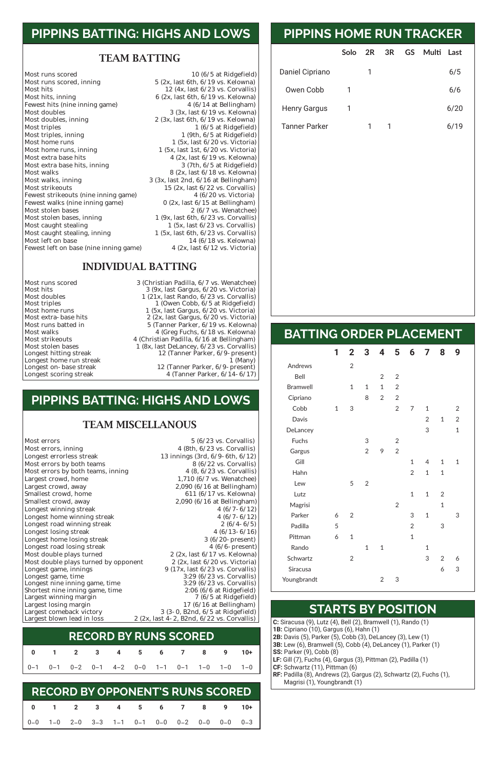# PIPPINS BATTING: HIGHS AND LOWS

## TEAM BATTING

| | |
|---|---|
| Most runs scored | 10 (6/5 at Ridgefield) |
| Most runs scored, inning | 5 (2x, last 6th, 6/19 vs. Kelowna) |
| Most hits | 12 (4x, last 6/23 vs. Corvallis) |
| Most hits, inning | 6 (2x, last 6th, 6/19 vs. Kelowna) |
| Fewest hits (nine inning game) | 4 (6/14 at Bellingham) |
| Most doubles | 3 (3x, last 6/19 vs. Kelowna) |
| Most doubles, inning | 2 (3x, last 6th, 6/19 vs. Kelowna) |
| Most triples | 1 (6/5 at Ridgefield) |
| Most triples, inning | 1 (9th, 6/5 at Ridgefield) |
| Most home runs | 1 (5x, last 6/20 vs. Victoria) |
| Most home runs, inning | 1 (5x, last 1st, 6/20 vs. Victoria) |
| Most extra base hits | 4 (2x, last 6/19 vs. Kelowna) |
| Most extra base hits, inning | 3 (7th, 6/5 at Ridgefield) |
| Most walks | 8 (2x, last 6/18 vs. Kelowna) |
| Most walks, inning | 3 (3x, last 2nd, 6/16 at Bellingham) |
| Most strikeouts | 15 (2x, last 6/22 vs. Corvallis) |
| Fewest strikeouts (nine inning game) | 4 (6/20 vs. Victoria) |
| Fewest walks (nine inning game) | 0 (2x, last 6/15 at Bellingham) |
| Most stolen bases | 2 (6/7 vs. Wenatchee) |
| Most stolen bases, inning | 1 (9x, last 6th, 6/23 vs. Corvallis) |
| Most caught stealing | 1 (5x, last 6/23 vs. Corvallis) |
| Most caught stealing, inning | 1 (5x, last 6th, 6/23 vs. Corvallis) |
| Most left on base | 14 (6/18 vs. Kelowna) |
| Fewest left on base (nine inning game) | 4 (2x, last 6/12 vs. Victoria) |

## INDIVIDUAL BATTING

| | |
|---|---|
| Most runs scored | 3 (Christian Padilla, 6/7 vs. Wenatchee) |
| Most hits | 3 (9x, last Gargus, 6/20 vs. Victoria) |
| Most doubles | 1 (21x, last Rando, 6/23 vs. Corvallis) |
| Most triples | 1 (Owen Cobb, 6/5 at Ridgefield) |
| Most home runs | 1 (5x, last Gargus, 6/20 vs. Victoria) |
| Most extra- base hits | 2 (2x, last Gargus, 6/20 vs. Victoria) |
| Most runs batted in | 5 (Tanner Parker, 6/19 vs. Kelowna) |
| Most walks | 4 (Greg Fuchs, 6/18 vs. Kelowna) |
| Most strikeouts | 4 (Christian Padilla, 6/16 at Bellingham) |
| Most stolen bases | 1 (8x, last DeLancey, 6/23 vs. Corvallis) |
| Longest hitting streak | 12 (Tanner Parker, 6/9- present) |
| Longest home run streak | 1 (Many) |
| Longest on- base streak | 12 (Tanner Parker, 6/9- present) |
| Longest scoring streak | 4 (Tanner Parker, 6/14- 6/17) |

# PIPPINS BATTING: HIGHS AND LOWS

## TEAM MISCELLANOUS

| | |
|---|---|
| Most errors | 5 (6/23 vs. Corvallis) |
| Most errors, inning | 4 (8th, 6/23 vs. Corvallis) |
| Longest errorless streak | 13 innings (3rd, 6/9- 6th, 6/12) |
| Most errors by both teams | 8 (6/22 vs. Corvallis) |
| Most errors by both teams, inning | 4 (8, 6/23 vs. Corvallis) |
| Largest crowd, home | 1,710 (6/7 vs. Wenatchee) |
| Largest crowd, away | 2,090 (6/16 at Bellingham) |
| Smallest crowd, home | 611 (6/17 vs. Kelowna) |
| Smallest crowd, away | 2,090 (6/16 at Bellingham) |
| Longest winning streak | 4 (6/7- 6/12) |
| Longest home winning streak | 4 (6/7- 6/12) |
| Longest road winning streak | 2 (6/4- 6/5) |
| Longest losing streak | 4 (6/13- 6/16) |
| Longest home losing streak | 3 (6/20- present) |
| Longest road losing streak | 4 (6/6- present) |
| Most double plays turned | 2 (2x, last 6/17 vs. Kelowna) |
| Most double plays turned by opponent | 2 (2x, last 6/20 vs. Victoria) |
| Longest game, innings | 9 (17x, last 6/23 vs. Corvallis) |
| Longest game, time | 3:29 (6/23 vs. Corvallis) |
| Longest nine inning game, time | 3:29 (6/23 vs. Corvallis) |
| Shortest nine inning game, time | 2:06 (6/6 at Ridgefield) |
| Largest winning margin | 7 (6/5 at Ridgefield) |
| Largest losing margin | 17 (6/16 at Bellingham) |
| Largest comeback victory | 3 (3- 0, B2nd, 6/5 at Ridgefield) |
| Largest blown lead in loss | 2 (2x, last 4- 2, B2nd, 6/22 vs. Corvallis) |

# RECORD BY RUNS SCORED

| 0 | 1 | 2 | 3 | 4 | 5 | 6 | 7 | 8 | 9 | 10+ |
|---|---|---|---|---|---|---|---|---|---|---|
| 0–1 | 0–1 | 0–2 | 0–1 | 4–2 | 0–0 | 1–1 | 0–1 | 1–0 | 1–0 | 1–0 |

# RECORD BY OPPONENT'S RUNS SCORED

| 0 | 1 | 2 | 3 | 4 | 5 | 6 | 7 | 8 | 9 | 10+ |
|---|---|---|---|---|---|---|---|---|---|---|
| 0–0 | 1–0 | 2–0 | 3–3 | 1–1 | 0–1 | 0–0 | 0–2 | 0–0 | 0–0 | 0–3 |

# PIPPINS HOME RUN TRACKER

| | Solo | 2R | 3R | GS | Multi | Last |
|---|---|---|---|---|---|---|
| Daniel Cipriano | | 1 | | | | 6/5 |
| Owen Cobb | 1 | | | | | 6/6 |
| Henry Gargus | 1 | | | | | 6/20 |
| Tanner Parker | | 1 | 1 | | | 6/19 |

# BATTING ORDER PLACEMENT

| | 1 | 2 | 3 | 4 | 5 | 6 | 7 | 8 | 9 |
|---|---|---|---|---|---|---|---|---|---|
| Andrews | | 2 | | | | | | | |
| Bell | | | | 2 | 2 | | | | |
| Bramwell | | 1 | 1 | 1 | 2 | | | | |
| Cipriano | | | 8 | 2 | 2 | | | | |
| Cobb | 1 | 3 | | | 2 | 7 | 1 | | 2 |
| Davis | | | | | | | 2 | 1 | 2 |
| DeLancey | | | | | | | 3 | | 1 |
| Fuchs | | | 3 | | 2 | | | | |
| Gargus | | | 2 | 9 | 2 | | | | |
| Gill | | | | | | 1 | 4 | 1 | 1 |
| Hahn | | | | | | 2 | 1 | 1 | |
| Lew | | 5 | 2 | | | | | | |
| Lutz | | | | | | 1 | 1 | 2 | |
| Magrisi | | | | | 2 | | | 1 | |
| Parker | 6 | 2 | | | | 3 | 1 | | 3 |
| Padilla | 5 | | | | | 2 | | 3 | |
| Pittman | 6 | 1 | | | | 1 | | | |
| Rando | | | 1 | 1 | | | 1 | | |
| Schwartz | | 2 | | | | | 3 | 2 | 6 |
| Siracusa | | | | | | | | 6 | 3 |
| Youngbrandt | | | | 2 | 3 | | | | |

# STARTS BY POSITION

**C:** Siracusa (9), Lutz (4), Bell (2), Bramwell (1), Rando (1)
**1B:** Cipriano (10), Gargus (6), Hahn (1)
**2B:** Davis (5), Parker (5), Cobb (3), DeLancey (3), Lew (1)
**3B:** Lew (6), Bramwell (5), Cobb (4), DeLancey (1), Parker (1)
**SS:** Parker (9), Cobb (8)
**LF:** Gill (7), Fuchs (4), Gargus (3), Pittman (2), Padilla (1)
**CF:** Schwartz (11), Pittman (6)
**RF:** Padilla (8), Andrews (2), Gargus (2), Schwartz (2), Fuchs (1), Magrisi (1), Youngbrandt (1)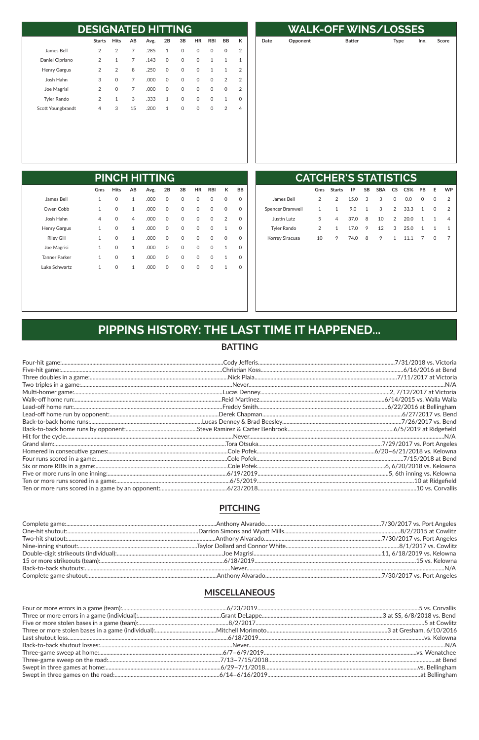## DESIGNATED HITTING

| | Starts | Hits | AB | Avg. | 2B | 3B | HR | RBI | BB | K |
|---|---|---|---|---|---|---|---|---|---|---|
| James Bell | 2 | 2 | 7 | .285 | 1 | 0 | 0 | 0 | 0 | 2 |
| Daniel Cipriano | 2 | 1 | 7 | .143 | 0 | 0 | 0 | 1 | 1 | 1 |
| Henry Gargus | 2 | 2 | 8 | .250 | 0 | 0 | 0 | 1 | 1 | 2 |
| Josh Hahn | 3 | 0 | 7 | .000 | 0 | 0 | 0 | 0 | 2 | 2 |
| Joe Magrisi | 2 | 0 | 7 | .000 | 0 | 0 | 0 | 0 | 0 | 2 |
| Tyler Rando | 2 | 1 | 3 | .333 | 1 | 0 | 0 | 0 | 1 | 0 |
| Scott Youngbrandt | 4 | 3 | 15 | .200 | 1 | 0 | 0 | 0 | 2 | 4 |

## WALK-OFF WINS/LOSSES

| Date | Opponent | Batter | Type | Inn. | Score |
|---|---|---|---|---|---|

## PINCH HITTING

| | Gms | Hits | AB | Avg. | 2B | 3B | HR | RBI | K | BB |
|---|---|---|---|---|---|---|---|---|---|---|
| James Bell | 1 | 0 | 1 | .000 | 0 | 0 | 0 | 0 | 0 | 0 |
| Owen Cobb | 1 | 0 | 1 | .000 | 0 | 0 | 0 | 0 | 0 | 0 |
| Josh Hahn | 4 | 0 | 4 | .000 | 0 | 0 | 0 | 0 | 2 | 0 |
| Henry Gargus | 1 | 0 | 1 | .000 | 0 | 0 | 0 | 0 | 1 | 0 |
| Riley Gill | 1 | 0 | 1 | .000 | 0 | 0 | 0 | 0 | 0 | 0 |
| Joe Magrisi | 1 | 0 | 1 | .000 | 0 | 0 | 0 | 0 | 1 | 0 |
| Tanner Parker | 1 | 0 | 1 | .000 | 0 | 0 | 0 | 0 | 1 | 0 |
| Luke Schwartz | 1 | 0 | 1 | .000 | 0 | 0 | 0 | 0 | 1 | 0 |

## CATCHER'S STATISTICS

| | Gms | Starts | IP | SB | SBA | CS | CS% | PB | E | WP |
|---|---|---|---|---|---|---|---|---|---|---|
| James Bell | 2 | 2 | 15.0 | 3 | 3 | 0 | 0.0 | 0 | 0 | 2 |
| Spencer Bramwell | 1 | 1 | 9.0 | 1 | 3 | 2 | 33.3 | 1 | 0 | 2 |
| Justin Lutz | 5 | 4 | 37.0 | 8 | 10 | 2 | 20.0 | 1 | 1 | 4 |
| Tyler Rando | 2 | 1 | 17.0 | 9 | 12 | 3 | 25.0 | 1 | 1 | 1 |
| Korrey Siracusa | 10 | 9 | 74.0 | 8 | 9 | 1 | 11.1 | 7 | 0 | 7 |

# PIPPINS HISTORY: THE LAST TIME IT HAPPENED...

## BATTING

| | | |
|---|---|---|
| Four-hit game: | Cody Jefferis | 7/31/2018 vs. Victoria |
| Five-hit game: | Christian Koss | 6/16/2016 at Bend |
| Three doubles in a game: | Nick Plaia | 7/11/2017 at Victoria |
| Two triples in a game: | Never | N/A |
| Multi-homer game: | Lucas Denney | 2, 7/12/2017 at Victoria |
| Walk-off home run: | Reid Martinez | 6/14/2015 vs. Walla Walla |
| Lead-off home run: | Freddy Smith | 6/22/2016 at Bellingham |
| Lead-off home run by opponent: | Derek Chapman | 6/27/2017 vs. Bend |
| Back-to-back home runs: | Lucas Denney & Brad Beesley | 7/26/2017 vs. Bend |
| Back-to-back home runs by opponent: | Steve Ramirez & Carter Benbrook | 6/5/2019 at Ridgefield |
| Hit for the cycle | Never | N/A |
| Grand slam: | Tora Otsuka | 7/29/2017 vs. Port Angeles |
| Homered in consecutive games: | Cole Pofek | 6/20–6/21/2018 vs. Kelowna |
| Four runs scored in a game: | Cole Pofek | 7/15/2018 at Bend |
| Six or more RBIs in a game: | Cole Pofek | 6, 6/20/2018 vs. Kelowna |
| Five or more runs in one inning: | 6/19/2019 | 5, 6th inning vs. Kelowna |
| Ten or more runs scored in a game: | 6/5/2019 | 10 at Ridgefield |
| Ten or more runs scored in a game by an opponent: | 6/23/2018 | 10 vs. Corvallis |

## PITCHING

| | | |
|---|---|---|
| Complete game: | Anthony Alvarado | 7/30/2017 vs. Port Angeles |
| One-hit shutout: | Darrion Simons and Wyatt Mills | 8/2/2015 at Cowlitz |
| Two-hit shutout: | Anthony Alvarado | 7/30/2017 vs. Port Angeles |
| Nine-inning shutout: | Taylor Dollard and Connor White | 8/1/2017 vs. Cowlitz |
| Double-digit strikeouts (individual): | Joe Magrisi | 11, 6/18/2019 vs. Kelowna |
| 15 or more strikeouts (team): | 6/18/2019 | 15 vs. Kelowna |
| Back-to-back shutouts: | Never | N/A |
| Complete game shutout: | Anthony Alvarado | 7/30/2017 vs. Port Angeles |

## MISCELLANEOUS

| | | |
|---|---|---|
| Four or more errors in a game (team): | 6/23/2019 | 5 vs. Corvallis |
| Three or more errors in a game (individual): | Grant DeLappe | 3 at SS, 6/8/2018 vs. Bend |
| Five or more stolen bases in a game (team): | 8/2/2017 | 5 at Cowlitz |
| Three or more stolen bases in a game (individual): | Mitchell Morimoto | 3 at Gresham, 6/10/2016 |
| Last shutout loss | 6/18/2019 | vs. Kelowna |
| Back-to-back shutout losses: | Never | N/A |
| Three-game sweep at home: | 6/7–6/9/2019 | vs. Wenatchee |
| Three-game sweep on the road: | 7/13–7/15/2018 | at Bend |
| Swept in three games at home: | 6/29–7/1/2018 | vs. Bellingham |
| Swept in three games on the road: | 6/14–6/16/2019 | at Bellingham |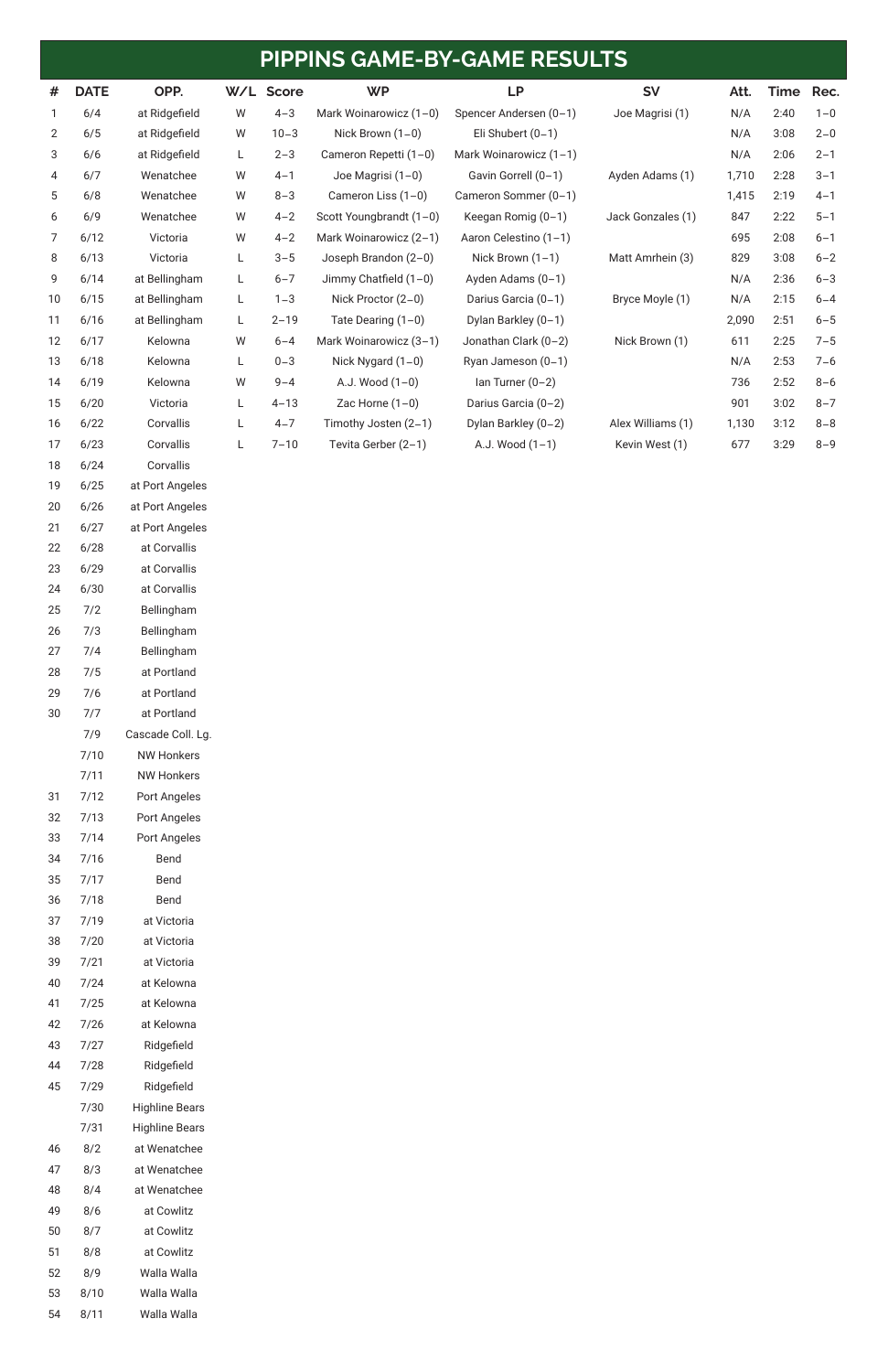# PIPPINS GAME-BY-GAME RESULTS

| # | DATE | OPP. | W/L | Score | WP | LP | SV | Att. | Time | Rec. |
|---|---|---|---|---|---|---|---|---|---|---|
| 1 | 6/4 | at Ridgefield | W | 4–3 | Mark Woinarowicz (1–0) | Spencer Andersen (0–1) | Joe Magrisi (1) | N/A | 2:40 | 1–0 |
| 2 | 6/5 | at Ridgefield | W | 10–3 | Nick Brown (1–0) | Eli Shubert (0–1) | | N/A | 3:08 | 2–0 |
| 3 | 6/6 | at Ridgefield | L | 2–3 | Cameron Repetti (1–0) | Mark Woinarowicz (1–1) | | N/A | 2:06 | 2–1 |
| 4 | 6/7 | Wenatchee | W | 4–1 | Joe Magrisi (1–0) | Gavin Gorrell (0–1) | Ayden Adams (1) | 1,710 | 2:28 | 3–1 |
| 5 | 6/8 | Wenatchee | W | 8–3 | Cameron Liss (1–0) | Cameron Sommer (0–1) | | 1,415 | 2:19 | 4–1 |
| 6 | 6/9 | Wenatchee | W | 4–2 | Scott Youngbrandt (1–0) | Keegan Romig (0–1) | Jack Gonzales (1) | 847 | 2:22 | 5–1 |
| 7 | 6/12 | Victoria | W | 4–2 | Mark Woinarowicz (2–1) | Aaron Celestino (1–1) | | 695 | 2:08 | 6–1 |
| 8 | 6/13 | Victoria | L | 3–5 | Joseph Brandon (2–0) | Nick Brown (1–1) | Matt Amrhein (3) | 829 | 3:08 | 6–2 |
| 9 | 6/14 | at Bellingham | L | 6–7 | Jimmy Chatfield (1–0) | Ayden Adams (0–1) | | N/A | 2:36 | 6–3 |
| 10 | 6/15 | at Bellingham | L | 1–3 | Nick Proctor (2–0) | Darius Garcia (0–1) | Bryce Moyle (1) | N/A | 2:15 | 6–4 |
| 11 | 6/16 | at Bellingham | L | 2–19 | Tate Dearing (1–0) | Dylan Barkley (0–1) | | 2,090 | 2:51 | 6–5 |
| 12 | 6/17 | Kelowna | W | 6–4 | Mark Woinarowicz (3–1) | Jonathan Clark (0–2) | Nick Brown (1) | 611 | 2:25 | 7–5 |
| 13 | 6/18 | Kelowna | L | 0–3 | Nick Nygard (1–0) | Ryan Jameson (0–1) | | N/A | 2:53 | 7–6 |
| 14 | 6/19 | Kelowna | W | 9–4 | A.J. Wood (1–0) | Ian Turner (0–2) | | 736 | 2:52 | 8–6 |
| 15 | 6/20 | Victoria | L | 4–13 | Zac Horne (1–0) | Darius Garcia (0–2) | | 901 | 3:02 | 8–7 |
| 16 | 6/22 | Corvallis | L | 4–7 | Timothy Josten (2–1) | Dylan Barkley (0–2) | Alex Williams (1) | 1,130 | 3:12 | 8–8 |
| 17 | 6/23 | Corvallis | L | 7–10 | Tevita Gerber (2–1) | A.J. Wood (1–1) | Kevin West (1) | 677 | 3:29 | 8–9 |
| 18 | 6/24 | Corvallis | | | | | | | | |
| 19 | 6/25 | at Port Angeles | | | | | | | | |
| 20 | 6/26 | at Port Angeles | | | | | | | | |
| 21 | 6/27 | at Port Angeles | | | | | | | | |
| 22 | 6/28 | at Corvallis | | | | | | | | |
| 23 | 6/29 | at Corvallis | | | | | | | | |
| 24 | 6/30 | at Corvallis | | | | | | | | |
| 25 | 7/2 | Bellingham | | | | | | | | |
| 26 | 7/3 | Bellingham | | | | | | | | |
| 27 | 7/4 | Bellingham | | | | | | | | |
| 28 | 7/5 | at Portland | | | | | | | | |
| 29 | 7/6 | at Portland | | | | | | | | |
| 30 | 7/7 | at Portland | | | | | | | | |
| | 7/9 | Cascade Coll. Lg. | | | | | | | | |
| | 7/10 | NW Honkers | | | | | | | | |
| | 7/11 | NW Honkers | | | | | | | | |
| 31 | 7/12 | Port Angeles | | | | | | | | |
| 32 | 7/13 | Port Angeles | | | | | | | | |
| 33 | 7/14 | Port Angeles | | | | | | | | |
| 34 | 7/16 | Bend | | | | | | | | |
| 35 | 7/17 | Bend | | | | | | | | |
| 36 | 7/18 | Bend | | | | | | | | |
| 37 | 7/19 | at Victoria | | | | | | | | |
| 38 | 7/20 | at Victoria | | | | | | | | |
| 39 | 7/21 | at Victoria | | | | | | | | |
| 40 | 7/24 | at Kelowna | | | | | | | | |
| 41 | 7/25 | at Kelowna | | | | | | | | |
| 42 | 7/26 | at Kelowna | | | | | | | | |
| 43 | 7/27 | Ridgefield | | | | | | | | |
| 44 | 7/28 | Ridgefield | | | | | | | | |
| 45 | 7/29 | Ridgefield | | | | | | | | |
| | 7/30 | Highline Bears | | | | | | | | |
| | 7/31 | Highline Bears | | | | | | | | |
| 46 | 8/2 | at Wenatchee | | | | | | | | |
| 47 | 8/3 | at Wenatchee | | | | | | | | |
| 48 | 8/4 | at Wenatchee | | | | | | | | |
| 49 | 8/6 | at Cowlitz | | | | | | | | |
| 50 | 8/7 | at Cowlitz | | | | | | | | |
| 51 | 8/8 | at Cowlitz | | | | | | | | |
| 52 | 8/9 | Walla Walla | | | | | | | | |
| 53 | 8/10 | Walla Walla | | | | | | | | |
| 54 | 8/11 | Walla Walla | | | | | | | | |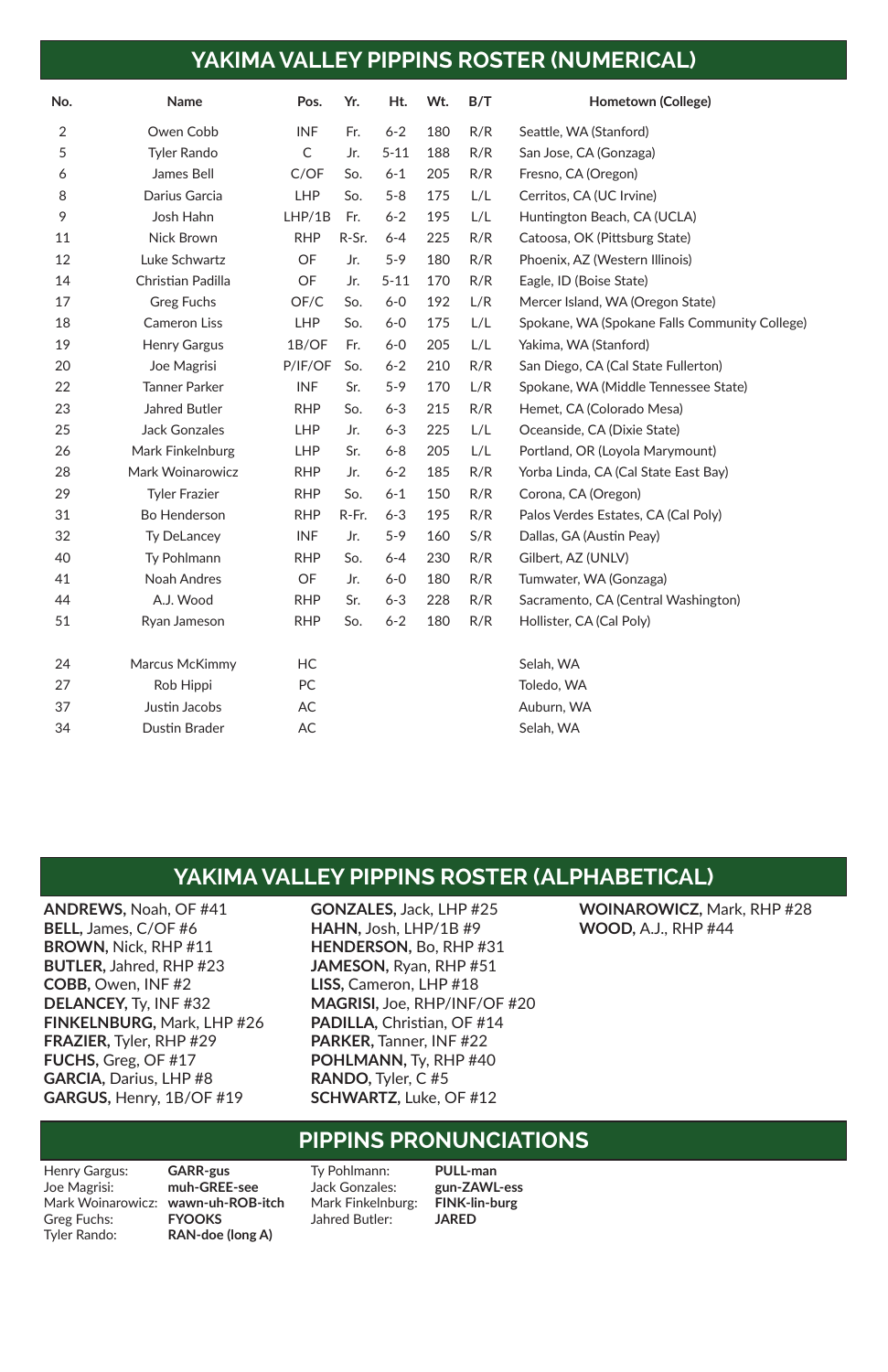## YAKIMA VALLEY PIPPINS ROSTER (NUMERICAL)

| No. | Name | Pos. | Yr. | Ht. | Wt. | B/T | Hometown (College) |
|---|---|---|---|---|---|---|---|
| 2 | Owen Cobb | INF | Fr. | 6-2 | 180 | R/R | Seattle, WA (Stanford) |
| 5 | Tyler Rando | C | Jr. | 5-11 | 188 | R/R | San Jose, CA (Gonzaga) |
| 6 | James Bell | C/OF | So. | 6-1 | 205 | R/R | Fresno, CA (Oregon) |
| 8 | Darius Garcia | LHP | So. | 5-8 | 175 | L/L | Cerritos, CA (UC Irvine) |
| 9 | Josh Hahn | LHP/1B | Fr. | 6-2 | 195 | L/L | Huntington Beach, CA (UCLA) |
| 11 | Nick Brown | RHP | R-Sr. | 6-4 | 225 | R/R | Catoosa, OK (Pittsburg State) |
| 12 | Luke Schwartz | OF | Jr. | 5-9 | 180 | R/R | Phoenix, AZ (Western Illinois) |
| 14 | Christian Padilla | OF | Jr. | 5-11 | 170 | R/R | Eagle, ID (Boise State) |
| 17 | Greg Fuchs | OF/C | So. | 6-0 | 192 | L/R | Mercer Island, WA (Oregon State) |
| 18 | Cameron Liss | LHP | So. | 6-0 | 175 | L/L | Spokane, WA (Spokane Falls Community College) |
| 19 | Henry Gargus | 1B/OF | Fr. | 6-0 | 205 | L/L | Yakima, WA (Stanford) |
| 20 | Joe Magrisi | P/IF/OF | So. | 6-2 | 210 | R/R | San Diego, CA (Cal State Fullerton) |
| 22 | Tanner Parker | INF | Sr. | 5-9 | 170 | L/R | Spokane, WA (Middle Tennessee State) |
| 23 | Jahred Butler | RHP | So. | 6-3 | 215 | R/R | Hemet, CA (Colorado Mesa) |
| 25 | Jack Gonzales | LHP | Jr. | 6-3 | 225 | L/L | Oceanside, CA (Dixie State) |
| 26 | Mark Finkelnburg | LHP | Sr. | 6-8 | 205 | L/L | Portland, OR (Loyola Marymount) |
| 28 | Mark Woinarowicz | RHP | Jr. | 6-2 | 185 | R/R | Yorba Linda, CA (Cal State East Bay) |
| 29 | Tyler Frazier | RHP | So. | 6-1 | 150 | R/R | Corona, CA (Oregon) |
| 31 | Bo Henderson | RHP | R-Fr. | 6-3 | 195 | R/R | Palos Verdes Estates, CA (Cal Poly) |
| 32 | Ty DeLancey | INF | Jr. | 5-9 | 160 | S/R | Dallas, GA (Austin Peay) |
| 40 | Ty Pohlmann | RHP | So. | 6-4 | 230 | R/R | Gilbert, AZ (UNLV) |
| 41 | Noah Andres | OF | Jr. | 6-0 | 180 | R/R | Tumwater, WA (Gonzaga) |
| 44 | A.J. Wood | RHP | Sr. | 6-3 | 228 | R/R | Sacramento, CA (Central Washington) |
| 51 | Ryan Jameson | RHP | So. | 6-2 | 180 | R/R | Hollister, CA (Cal Poly) |
| | | | | | | | |
| 24 | Marcus McKimmy | HC | | | | | Selah, WA |
| 27 | Rob Hippi | PC | | | | | Toledo, WA |
| 37 | Justin Jacobs | AC | | | | | Auburn, WA |
| 34 | Dustin Brader | AC | | | | | Selah, WA |

## YAKIMA VALLEY PIPPINS ROSTER (ALPHABETICAL)

**ANDREWS,** Noah, OF #41
**BELL,** James, C/OF #6
**BROWN,** Nick, RHP #11
**BUTLER,** Jahred, RHP #23
**COBB,** Owen, INF #2
**DELANCEY,** Ty, INF #32
**FINKELNBURG,** Mark, LHP #26
**FRAZIER,** Tyler, RHP #29
**FUCHS,** Greg, OF #17
**GARCIA,** Darius, LHP #8
**GARGUS,** Henry, 1B/OF #19
**GONZALES,** Jack, LHP #25
**HAHN,** Josh, LHP/1B #9
**HENDERSON,** Bo, RHP #31
**JAMESON,** Ryan, RHP #51
**LISS,** Cameron, LHP #18
**MAGRISI,** Joe, RHP/INF/OF #20
**PADILLA,** Christian, OF #14
**PARKER,** Tanner, INF #22
**POHLMANN,** Ty, RHP #40
**RANDO,** Tyler, C #5
**SCHWARTZ,** Luke, OF #12
**WOINAROWICZ,** Mark, RHP #28
**WOOD,** A.J., RHP #44

## PIPPINS PRONUNCIATIONS

| | |
|---|---|
| Henry Gargus: | **GARR-gus** |
| Joe Magrisi: | **muh-GREE-see** |
| Mark Woinarowicz: | **wawn-uh-ROB-itch** |
| Greg Fuchs: | **FYOOKS** |
| Tyler Rando: | **RAN-doe (long A)** |
| Ty Pohlmann: | **PULL-man** |
| Jack Gonzales: | **gun-ZAWL-ess** |
| Mark Finkelnburg: | **FINK-lin-burg** |
| Jahred Butler: | **JARED** |